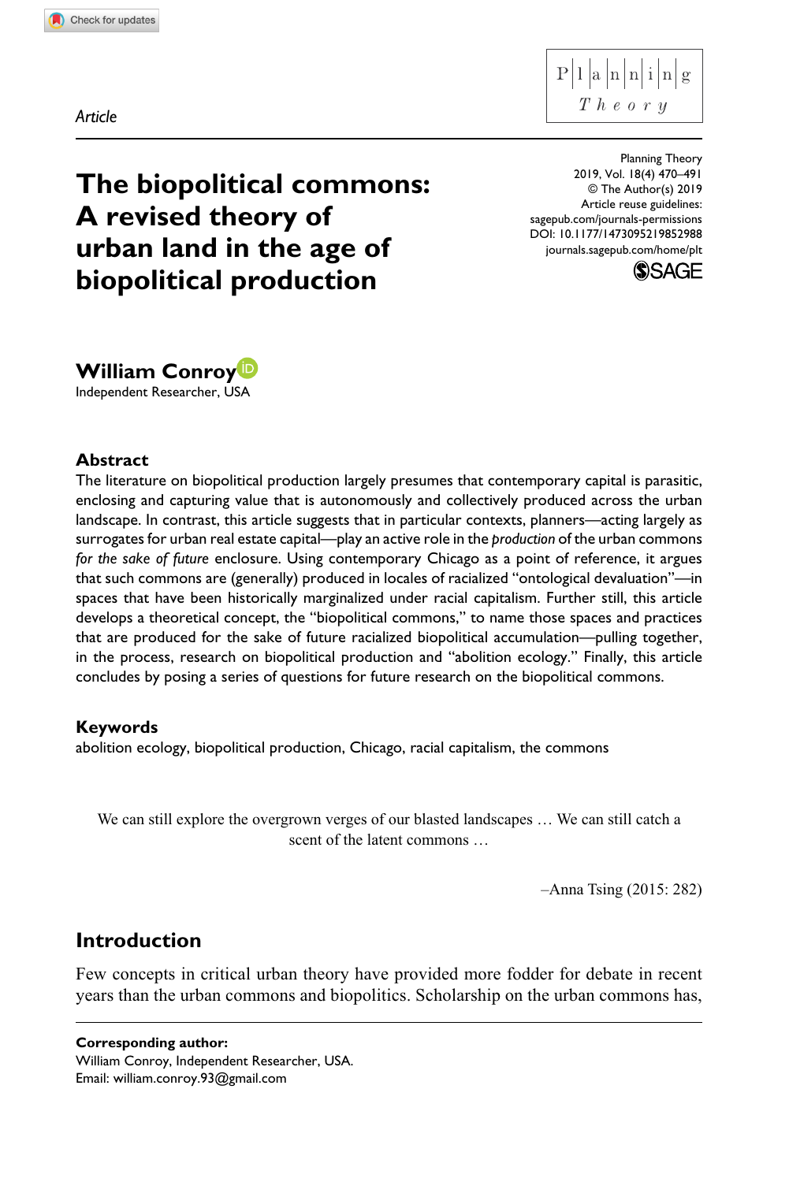Article

# The biopolitical commons: A revised theory of urban land in the age of biopolitical production

Planning Theory
2019, Vol. 18(4) 470–491
© The Author(s) 2019
Article reuse guidelines:
sagepub.com/journals-permissions
DOI: 10.1177/1473095219852988
journals.sagepub.com/home/plt

**William Conroy**
Independent Researcher, USA

## Abstract

The literature on biopolitical production largely presumes that contemporary capital is parasitic, enclosing and capturing value that is autonomously and collectively produced across the urban landscape. In contrast, this article suggests that in particular contexts, planners—acting largely as surrogates for urban real estate capital—play an active role in the *production* of the urban commons *for the sake of future* enclosure. Using contemporary Chicago as a point of reference, it argues that such commons are (generally) produced in locales of racialized "ontological devaluation"—in spaces that have been historically marginalized under racial capitalism. Further still, this article develops a theoretical concept, the "biopolitical commons," to name those spaces and practices that are produced for the sake of future racialized biopolitical accumulation—pulling together, in the process, research on biopolitical production and "abolition ecology." Finally, this article concludes by posing a series of questions for future research on the biopolitical commons.

## Keywords

abolition ecology, biopolitical production, Chicago, racial capitalism, the commons

> We can still explore the overgrown verges of our blasted landscapes … We can still catch a scent of the latent commons …
>
> –Anna Tsing (2015: 282)

## Introduction

Few concepts in critical urban theory have provided more fodder for debate in recent years than the urban commons and biopolitics. Scholarship on the urban commons has,

**Corresponding author:**
William Conroy, Independent Researcher, USA.
Email: william.conroy.93@gmail.com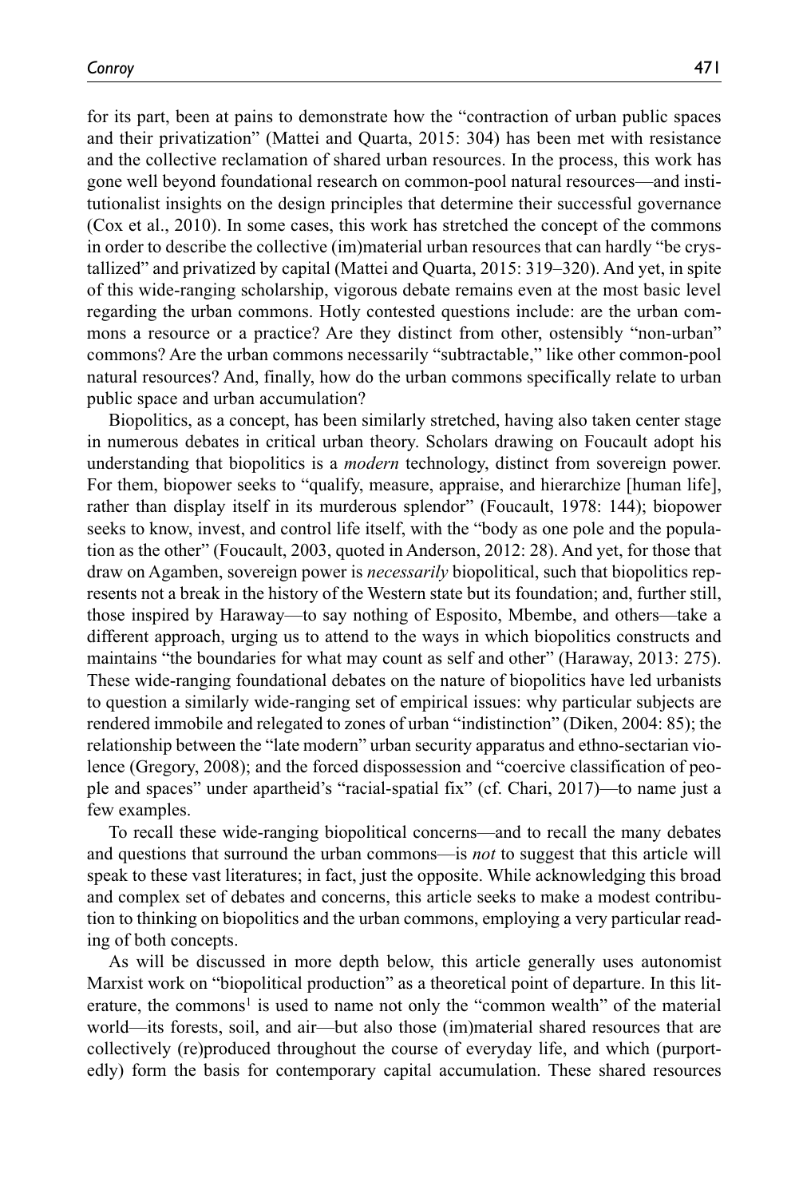for its part, been at pains to demonstrate how the "contraction of urban public spaces and their privatization" (Mattei and Quarta, 2015: 304) has been met with resistance and the collective reclamation of shared urban resources. In the process, this work has gone well beyond foundational research on common-pool natural resources—and institutionalist insights on the design principles that determine their successful governance (Cox et al., 2010). In some cases, this work has stretched the concept of the commons in order to describe the collective (im)material urban resources that can hardly "be crystallized" and privatized by capital (Mattei and Quarta, 2015: 319–320). And yet, in spite of this wide-ranging scholarship, vigorous debate remains even at the most basic level regarding the urban commons. Hotly contested questions include: are the urban commons a resource or a practice? Are they distinct from other, ostensibly "non-urban" commons? Are the urban commons necessarily "subtractable," like other common-pool natural resources? And, finally, how do the urban commons specifically relate to urban public space and urban accumulation?

Biopolitics, as a concept, has been similarly stretched, having also taken center stage in numerous debates in critical urban theory. Scholars drawing on Foucault adopt his understanding that biopolitics is a *modern* technology, distinct from sovereign power. For them, biopower seeks to "qualify, measure, appraise, and hierarchize [human life], rather than display itself in its murderous splendor" (Foucault, 1978: 144); biopower seeks to know, invest, and control life itself, with the "body as one pole and the population as the other" (Foucault, 2003, quoted in Anderson, 2012: 28). And yet, for those that draw on Agamben, sovereign power is *necessarily* biopolitical, such that biopolitics represents not a break in the history of the Western state but its foundation; and, further still, those inspired by Haraway—to say nothing of Esposito, Mbembe, and others—take a different approach, urging us to attend to the ways in which biopolitics constructs and maintains "the boundaries for what may count as self and other" (Haraway, 2013: 275). These wide-ranging foundational debates on the nature of biopolitics have led urbanists to question a similarly wide-ranging set of empirical issues: why particular subjects are rendered immobile and relegated to zones of urban "indistinction" (Diken, 2004: 85); the relationship between the "late modern" urban security apparatus and ethno-sectarian violence (Gregory, 2008); and the forced dispossession and "coercive classification of people and spaces" under apartheid's "racial-spatial fix" (cf. Chari, 2017)—to name just a few examples.

To recall these wide-ranging biopolitical concerns—and to recall the many debates and questions that surround the urban commons—is *not* to suggest that this article will speak to these vast literatures; in fact, just the opposite. While acknowledging this broad and complex set of debates and concerns, this article seeks to make a modest contribution to thinking on biopolitics and the urban commons, employing a very particular reading of both concepts.

As will be discussed in more depth below, this article generally uses autonomist Marxist work on "biopolitical production" as a theoretical point of departure. In this literature, the commons[1] is used to name not only the "common wealth" of the material world—its forests, soil, and air—but also those (im)material shared resources that are collectively (re)produced throughout the course of everyday life, and which (purportedly) form the basis for contemporary capital accumulation. These shared resources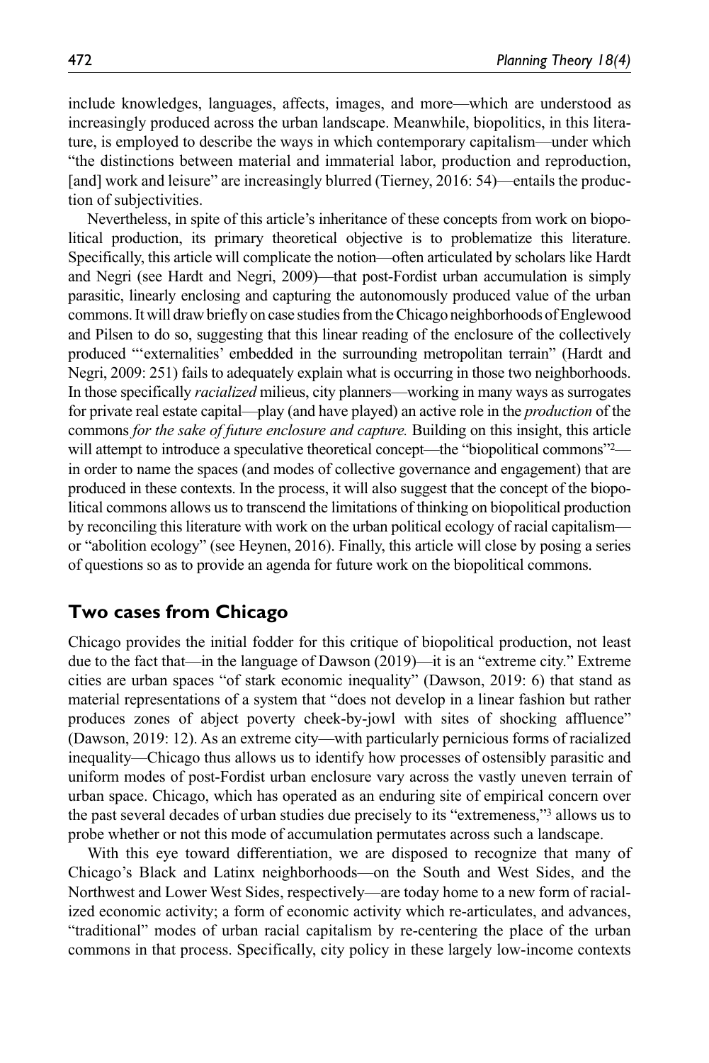include knowledges, languages, affects, images, and more—which are understood as increasingly produced across the urban landscape. Meanwhile, biopolitics, in this literature, is employed to describe the ways in which contemporary capitalism—under which "the distinctions between material and immaterial labor, production and reproduction, [and] work and leisure" are increasingly blurred (Tierney, 2016: 54)—entails the production of subjectivities.

Nevertheless, in spite of this article's inheritance of these concepts from work on biopolitical production, its primary theoretical objective is to problematize this literature. Specifically, this article will complicate the notion—often articulated by scholars like Hardt and Negri (see Hardt and Negri, 2009)—that post-Fordist urban accumulation is simply parasitic, linearly enclosing and capturing the autonomously produced value of the urban commons. It will draw briefly on case studies from the Chicago neighborhoods of Englewood and Pilsen to do so, suggesting that this linear reading of the enclosure of the collectively produced "'externalities' embedded in the surrounding metropolitan terrain" (Hardt and Negri, 2009: 251) fails to adequately explain what is occurring in those two neighborhoods. In those specifically *racialized* milieus, city planners—working in many ways as surrogates for private real estate capital—play (and have played) an active role in the *production* of the commons *for the sake of future enclosure and capture.* Building on this insight, this article will attempt to introduce a speculative theoretical concept—the "biopolitical commons"[2]—in order to name the spaces (and modes of collective governance and engagement) that are produced in these contexts. In the process, it will also suggest that the concept of the biopolitical commons allows us to transcend the limitations of thinking on biopolitical production by reconciling this literature with work on the urban political ecology of racial capitalism—or "abolition ecology" (see Heynen, 2016). Finally, this article will close by posing a series of questions so as to provide an agenda for future work on the biopolitical commons.

## Two cases from Chicago

Chicago provides the initial fodder for this critique of biopolitical production, not least due to the fact that—in the language of Dawson (2019)—it is an "extreme city." Extreme cities are urban spaces "of stark economic inequality" (Dawson, 2019: 6) that stand as material representations of a system that "does not develop in a linear fashion but rather produces zones of abject poverty cheek-by-jowl with sites of shocking affluence" (Dawson, 2019: 12). As an extreme city—with particularly pernicious forms of racialized inequality—Chicago thus allows us to identify how processes of ostensibly parasitic and uniform modes of post-Fordist urban enclosure vary across the vastly uneven terrain of urban space. Chicago, which has operated as an enduring site of empirical concern over the past several decades of urban studies due precisely to its "extremeness,"[3] allows us to probe whether or not this mode of accumulation permutates across such a landscape.

With this eye toward differentiation, we are disposed to recognize that many of Chicago's Black and Latinx neighborhoods—on the South and West Sides, and the Northwest and Lower West Sides, respectively—are today home to a new form of racialized economic activity; a form of economic activity which re-articulates, and advances, "traditional" modes of urban racial capitalism by re-centering the place of the urban commons in that process. Specifically, city policy in these largely low-income contexts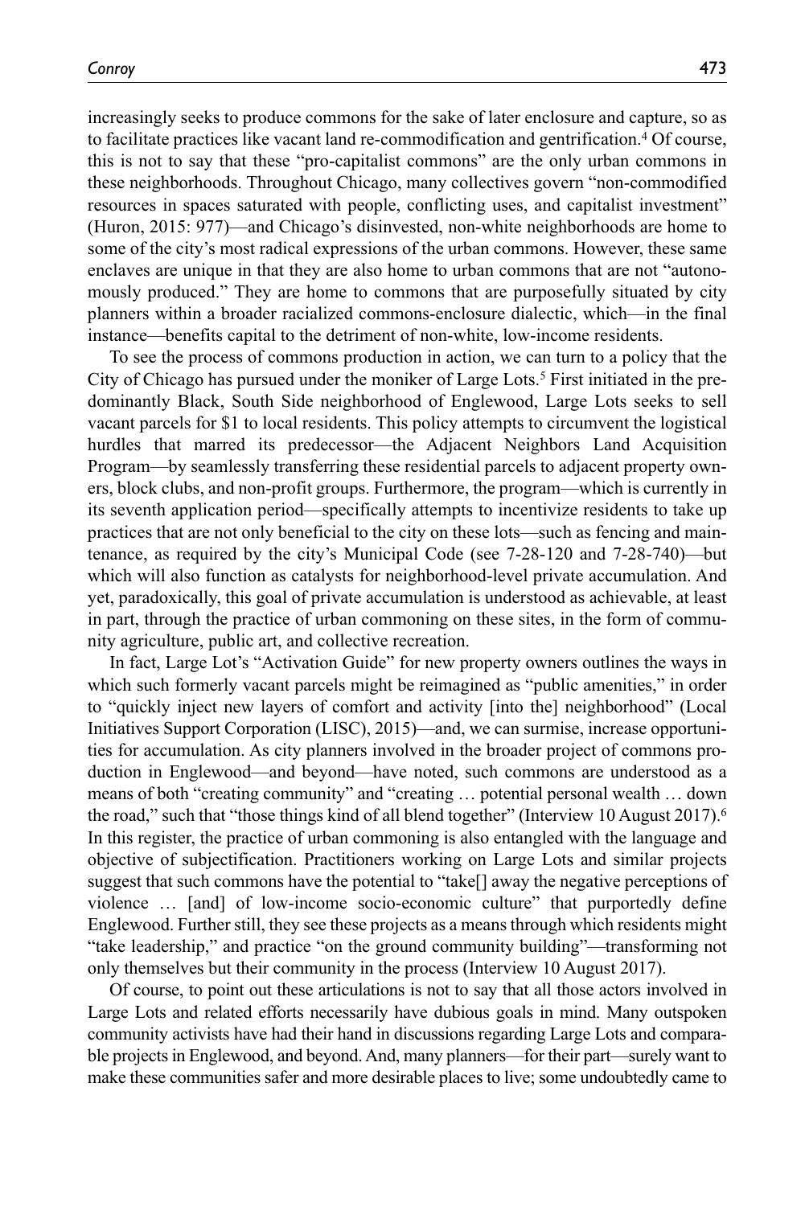increasingly seeks to produce commons for the sake of later enclosure and capture, so as to facilitate practices like vacant land re-commodification and gentrification.[4] Of course, this is not to say that these "pro-capitalist commons" are the only urban commons in these neighborhoods. Throughout Chicago, many collectives govern "non-commodified resources in spaces saturated with people, conflicting uses, and capitalist investment" (Huron, 2015: 977)—and Chicago's disinvested, non-white neighborhoods are home to some of the city's most radical expressions of the urban commons. However, these same enclaves are unique in that they are also home to urban commons that are not "autonomously produced." They are home to commons that are purposefully situated by city planners within a broader racialized commons-enclosure dialectic, which—in the final instance—benefits capital to the detriment of non-white, low-income residents.

To see the process of commons production in action, we can turn to a policy that the City of Chicago has pursued under the moniker of Large Lots.[5] First initiated in the predominantly Black, South Side neighborhood of Englewood, Large Lots seeks to sell vacant parcels for $1 to local residents. This policy attempts to circumvent the logistical hurdles that marred its predecessor—the Adjacent Neighbors Land Acquisition Program—by seamlessly transferring these residential parcels to adjacent property owners, block clubs, and non-profit groups. Furthermore, the program—which is currently in its seventh application period—specifically attempts to incentivize residents to take up practices that are not only beneficial to the city on these lots—such as fencing and maintenance, as required by the city's Municipal Code (see 7-28-120 and 7-28-740)—but which will also function as catalysts for neighborhood-level private accumulation. And yet, paradoxically, this goal of private accumulation is understood as achievable, at least in part, through the practice of urban commoning on these sites, in the form of community agriculture, public art, and collective recreation.

In fact, Large Lot's "Activation Guide" for new property owners outlines the ways in which such formerly vacant parcels might be reimagined as "public amenities," in order to "quickly inject new layers of comfort and activity [into the] neighborhood" (Local Initiatives Support Corporation (LISC), 2015)—and, we can surmise, increase opportunities for accumulation. As city planners involved in the broader project of commons production in Englewood—and beyond—have noted, such commons are understood as a means of both "creating community" and "creating … potential personal wealth … down the road," such that "those things kind of all blend together" (Interview 10 August 2017).[6] In this register, the practice of urban commoning is also entangled with the language and objective of subjectification. Practitioners working on Large Lots and similar projects suggest that such commons have the potential to "take[] away the negative perceptions of violence … [and] of low-income socio-economic culture" that purportedly define Englewood. Further still, they see these projects as a means through which residents might "take leadership," and practice "on the ground community building"—transforming not only themselves but their community in the process (Interview 10 August 2017).

Of course, to point out these articulations is not to say that all those actors involved in Large Lots and related efforts necessarily have dubious goals in mind. Many outspoken community activists have had their hand in discussions regarding Large Lots and comparable projects in Englewood, and beyond. And, many planners—for their part—surely want to make these communities safer and more desirable places to live; some undoubtedly came to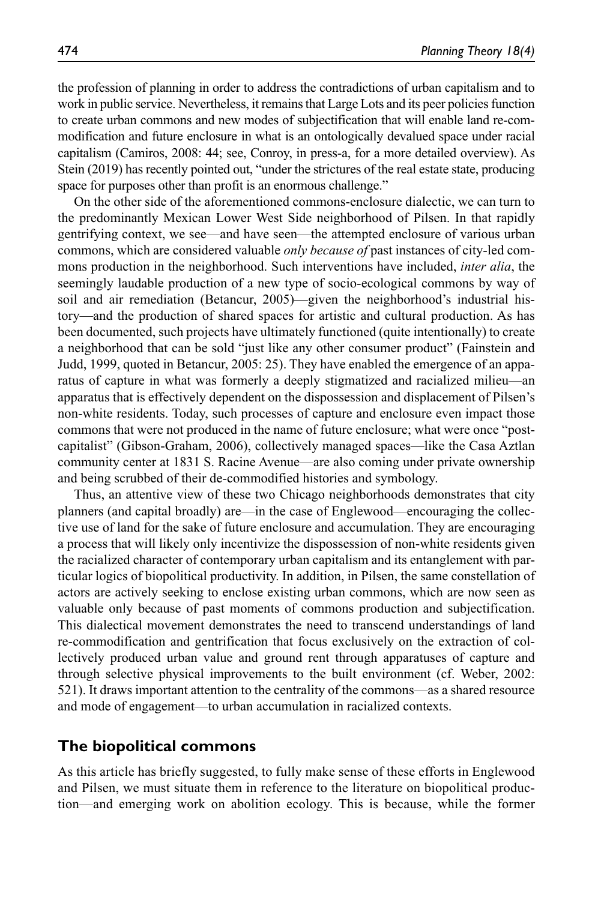the profession of planning in order to address the contradictions of urban capitalism and to work in public service. Nevertheless, it remains that Large Lots and its peer policies function to create urban commons and new modes of subjectification that will enable land re-commodification and future enclosure in what is an ontologically devalued space under racial capitalism (Camiros, 2008: 44; see, Conroy, in press-a, for a more detailed overview). As Stein (2019) has recently pointed out, "under the strictures of the real estate state, producing space for purposes other than profit is an enormous challenge."

On the other side of the aforementioned commons-enclosure dialectic, we can turn to the predominantly Mexican Lower West Side neighborhood of Pilsen. In that rapidly gentrifying context, we see—and have seen—the attempted enclosure of various urban commons, which are considered valuable *only because of* past instances of city-led commons production in the neighborhood. Such interventions have included, *inter alia*, the seemingly laudable production of a new type of socio-ecological commons by way of soil and air remediation (Betancur, 2005)—given the neighborhood's industrial history—and the production of shared spaces for artistic and cultural production. As has been documented, such projects have ultimately functioned (quite intentionally) to create a neighborhood that can be sold "just like any other consumer product" (Fainstein and Judd, 1999, quoted in Betancur, 2005: 25). They have enabled the emergence of an apparatus of capture in what was formerly a deeply stigmatized and racialized milieu—an apparatus that is effectively dependent on the dispossession and displacement of Pilsen's non-white residents. Today, such processes of capture and enclosure even impact those commons that were not produced in the name of future enclosure; what were once "post-capitalist" (Gibson-Graham, 2006), collectively managed spaces—like the Casa Aztlan community center at 1831 S. Racine Avenue—are also coming under private ownership and being scrubbed of their de-commodified histories and symbology.

Thus, an attentive view of these two Chicago neighborhoods demonstrates that city planners (and capital broadly) are—in the case of Englewood—encouraging the collective use of land for the sake of future enclosure and accumulation. They are encouraging a process that will likely only incentivize the dispossession of non-white residents given the racialized character of contemporary urban capitalism and its entanglement with particular logics of biopolitical productivity. In addition, in Pilsen, the same constellation of actors are actively seeking to enclose existing urban commons, which are now seen as valuable only because of past moments of commons production and subjectification. This dialectical movement demonstrates the need to transcend understandings of land re-commodification and gentrification that focus exclusively on the extraction of collectively produced urban value and ground rent through apparatuses of capture and through selective physical improvements to the built environment (cf. Weber, 2002: 521). It draws important attention to the centrality of the commons—as a shared resource and mode of engagement—to urban accumulation in racialized contexts.

## The biopolitical commons

As this article has briefly suggested, to fully make sense of these efforts in Englewood and Pilsen, we must situate them in reference to the literature on biopolitical production—and emerging work on abolition ecology. This is because, while the former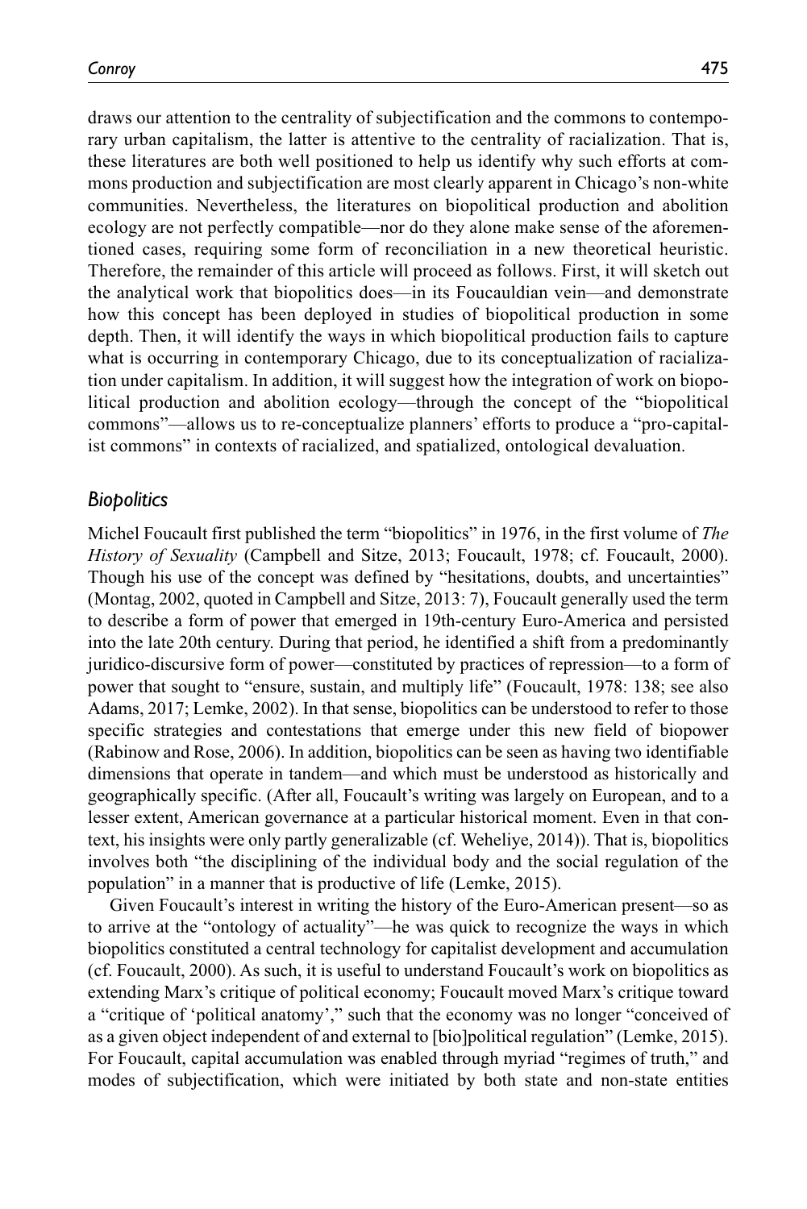draws our attention to the centrality of subjectification and the commons to contemporary urban capitalism, the latter is attentive to the centrality of racialization. That is, these literatures are both well positioned to help us identify why such efforts at commons production and subjectification are most clearly apparent in Chicago's non-white communities. Nevertheless, the literatures on biopolitical production and abolition ecology are not perfectly compatible—nor do they alone make sense of the aforementioned cases, requiring some form of reconciliation in a new theoretical heuristic. Therefore, the remainder of this article will proceed as follows. First, it will sketch out the analytical work that biopolitics does—in its Foucauldian vein—and demonstrate how this concept has been deployed in studies of biopolitical production in some depth. Then, it will identify the ways in which biopolitical production fails to capture what is occurring in contemporary Chicago, due to its conceptualization of racialization under capitalism. In addition, it will suggest how the integration of work on biopolitical production and abolition ecology—through the concept of the "biopolitical commons"—allows us to re-conceptualize planners' efforts to produce a "pro-capitalist commons" in contexts of racialized, and spatialized, ontological devaluation.

## *Biopolitics*

Michel Foucault first published the term "biopolitics" in 1976, in the first volume of *The History of Sexuality* (Campbell and Sitze, 2013; Foucault, 1978; cf. Foucault, 2000). Though his use of the concept was defined by "hesitations, doubts, and uncertainties" (Montag, 2002, quoted in Campbell and Sitze, 2013: 7), Foucault generally used the term to describe a form of power that emerged in 19th-century Euro-America and persisted into the late 20th century. During that period, he identified a shift from a predominantly juridico-discursive form of power—constituted by practices of repression—to a form of power that sought to "ensure, sustain, and multiply life" (Foucault, 1978: 138; see also Adams, 2017; Lemke, 2002). In that sense, biopolitics can be understood to refer to those specific strategies and contestations that emerge under this new field of biopower (Rabinow and Rose, 2006). In addition, biopolitics can be seen as having two identifiable dimensions that operate in tandem—and which must be understood as historically and geographically specific. (After all, Foucault's writing was largely on European, and to a lesser extent, American governance at a particular historical moment. Even in that context, his insights were only partly generalizable (cf. Weheliye, 2014)). That is, biopolitics involves both "the disciplining of the individual body and the social regulation of the population" in a manner that is productive of life (Lemke, 2015).

Given Foucault's interest in writing the history of the Euro-American present—so as to arrive at the "ontology of actuality"—he was quick to recognize the ways in which biopolitics constituted a central technology for capitalist development and accumulation (cf. Foucault, 2000). As such, it is useful to understand Foucault's work on biopolitics as extending Marx's critique of political economy; Foucault moved Marx's critique toward a "critique of 'political anatomy'," such that the economy was no longer "conceived of as a given object independent of and external to [bio]political regulation" (Lemke, 2015). For Foucault, capital accumulation was enabled through myriad "regimes of truth," and modes of subjectification, which were initiated by both state and non-state entities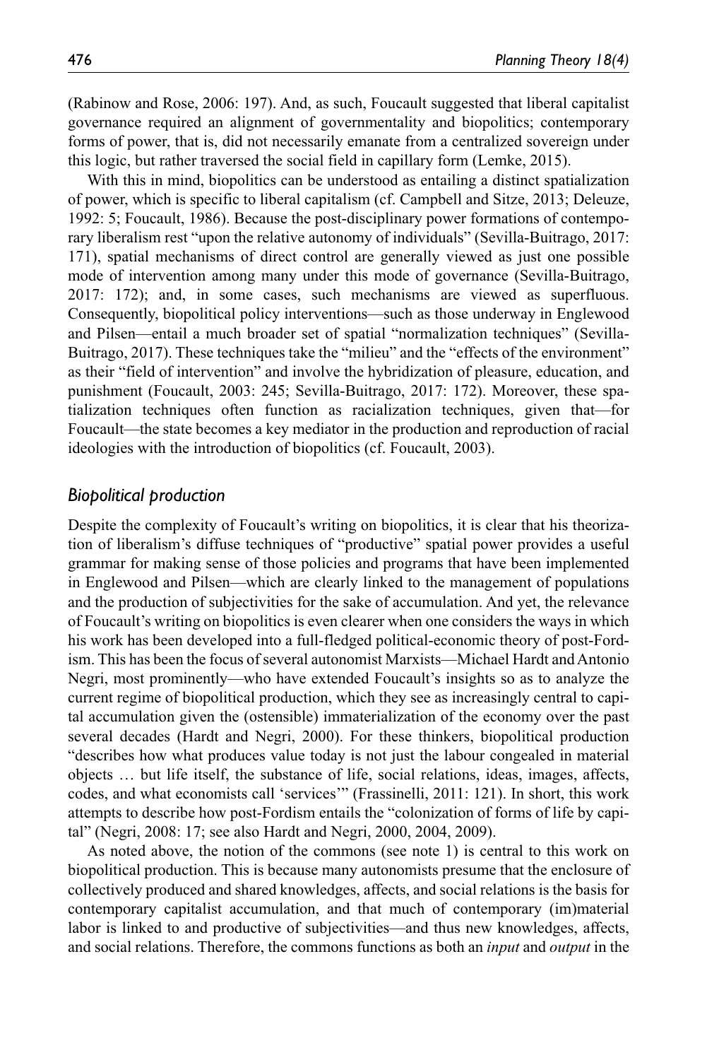(Rabinow and Rose, 2006: 197). And, as such, Foucault suggested that liberal capitalist governance required an alignment of governmentality and biopolitics; contemporary forms of power, that is, did not necessarily emanate from a centralized sovereign under this logic, but rather traversed the social field in capillary form (Lemke, 2015).

With this in mind, biopolitics can be understood as entailing a distinct spatialization of power, which is specific to liberal capitalism (cf. Campbell and Sitze, 2013; Deleuze, 1992: 5; Foucault, 1986). Because the post-disciplinary power formations of contemporary liberalism rest "upon the relative autonomy of individuals" (Sevilla-Buitrago, 2017: 171), spatial mechanisms of direct control are generally viewed as just one possible mode of intervention among many under this mode of governance (Sevilla-Buitrago, 2017: 172); and, in some cases, such mechanisms are viewed as superfluous. Consequently, biopolitical policy interventions—such as those underway in Englewood and Pilsen—entail a much broader set of spatial "normalization techniques" (Sevilla-Buitrago, 2017). These techniques take the "milieu" and the "effects of the environment" as their "field of intervention" and involve the hybridization of pleasure, education, and punishment (Foucault, 2003: 245; Sevilla-Buitrago, 2017: 172). Moreover, these spatialization techniques often function as racialization techniques, given that—for Foucault—the state becomes a key mediator in the production and reproduction of racial ideologies with the introduction of biopolitics (cf. Foucault, 2003).

## *Biopolitical production*

Despite the complexity of Foucault's writing on biopolitics, it is clear that his theorization of liberalism's diffuse techniques of "productive" spatial power provides a useful grammar for making sense of those policies and programs that have been implemented in Englewood and Pilsen—which are clearly linked to the management of populations and the production of subjectivities for the sake of accumulation. And yet, the relevance of Foucault's writing on biopolitics is even clearer when one considers the ways in which his work has been developed into a full-fledged political-economic theory of post-Fordism. This has been the focus of several autonomist Marxists—Michael Hardt and Antonio Negri, most prominently—who have extended Foucault's insights so as to analyze the current regime of biopolitical production, which they see as increasingly central to capital accumulation given the (ostensible) immaterialization of the economy over the past several decades (Hardt and Negri, 2000). For these thinkers, biopolitical production "describes how what produces value today is not just the labour congealed in material objects … but life itself, the substance of life, social relations, ideas, images, affects, codes, and what economists call 'services'" (Frassinelli, 2011: 121). In short, this work attempts to describe how post-Fordism entails the "colonization of forms of life by capital" (Negri, 2008: 17; see also Hardt and Negri, 2000, 2004, 2009).

As noted above, the notion of the commons (see note 1) is central to this work on biopolitical production. This is because many autonomists presume that the enclosure of collectively produced and shared knowledges, affects, and social relations is the basis for contemporary capitalist accumulation, and that much of contemporary (im)material labor is linked to and productive of subjectivities—and thus new knowledges, affects, and social relations. Therefore, the commons functions as both an *input* and *output* in the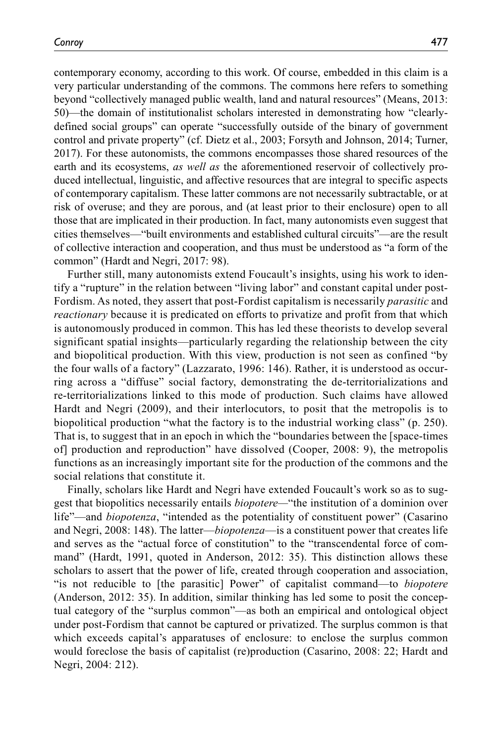contemporary economy, according to this work. Of course, embedded in this claim is a very particular understanding of the commons. The commons here refers to something beyond "collectively managed public wealth, land and natural resources" (Means, 2013: 50)—the domain of institutionalist scholars interested in demonstrating how "clearly-defined social groups" can operate "successfully outside of the binary of government control and private property" (cf. Dietz et al., 2003; Forsyth and Johnson, 2014; Turner, 2017). For these autonomists, the commons encompasses those shared resources of the earth and its ecosystems, *as well as* the aforementioned reservoir of collectively produced intellectual, linguistic, and affective resources that are integral to specific aspects of contemporary capitalism. These latter commons are not necessarily subtractable, or at risk of overuse; and they are porous, and (at least prior to their enclosure) open to all those that are implicated in their production. In fact, many autonomists even suggest that cities themselves—"built environments and established cultural circuits"—are the result of collective interaction and cooperation, and thus must be understood as "a form of the common" (Hardt and Negri, 2017: 98).

Further still, many autonomists extend Foucault's insights, using his work to identify a "rupture" in the relation between "living labor" and constant capital under post-Fordism. As noted, they assert that post-Fordist capitalism is necessarily *parasitic* and *reactionary* because it is predicated on efforts to privatize and profit from that which is autonomously produced in common. This has led these theorists to develop several significant spatial insights—particularly regarding the relationship between the city and biopolitical production. With this view, production is not seen as confined "by the four walls of a factory" (Lazzarato, 1996: 146). Rather, it is understood as occurring across a "diffuse" social factory, demonstrating the de-territorializations and re-territorializations linked to this mode of production. Such claims have allowed Hardt and Negri (2009), and their interlocutors, to posit that the metropolis is to biopolitical production "what the factory is to the industrial working class" (p. 250). That is, to suggest that in an epoch in which the "boundaries between the [space-times of] production and reproduction" have dissolved (Cooper, 2008: 9), the metropolis functions as an increasingly important site for the production of the commons and the social relations that constitute it.

Finally, scholars like Hardt and Negri have extended Foucault's work so as to suggest that biopolitics necessarily entails *biopotere*—"the institution of a dominion over life"—and *biopotenza*, "intended as the potentiality of constituent power" (Casarino and Negri, 2008: 148). The latter—*biopotenza*—is a constituent power that creates life and serves as the "actual force of constitution" to the "transcendental force of command" (Hardt, 1991, quoted in Anderson, 2012: 35). This distinction allows these scholars to assert that the power of life, created through cooperation and association, "is not reducible to [the parasitic] Power" of capitalist command—to *biopotere* (Anderson, 2012: 35). In addition, similar thinking has led some to posit the conceptual category of the "surplus common"—as both an empirical and ontological object under post-Fordism that cannot be captured or privatized. The surplus common is that which exceeds capital's apparatuses of enclosure: to enclose the surplus common would foreclose the basis of capitalist (re)production (Casarino, 2008: 22; Hardt and Negri, 2004: 212).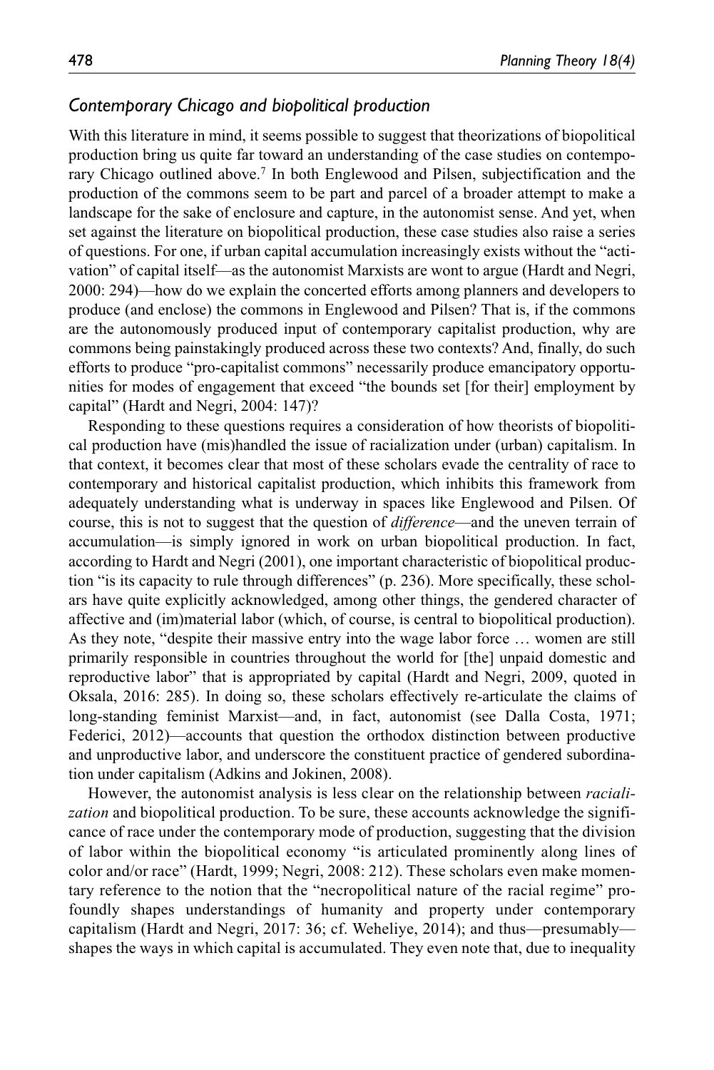### *Contemporary Chicago and biopolitical production*

With this literature in mind, it seems possible to suggest that theorizations of biopolitical production bring us quite far toward an understanding of the case studies on contemporary Chicago outlined above.[7] In both Englewood and Pilsen, subjectification and the production of the commons seem to be part and parcel of a broader attempt to make a landscape for the sake of enclosure and capture, in the autonomist sense. And yet, when set against the literature on biopolitical production, these case studies also raise a series of questions. For one, if urban capital accumulation increasingly exists without the "activation" of capital itself—as the autonomist Marxists are wont to argue (Hardt and Negri, 2000: 294)—how do we explain the concerted efforts among planners and developers to produce (and enclose) the commons in Englewood and Pilsen? That is, if the commons are the autonomously produced input of contemporary capitalist production, why are commons being painstakingly produced across these two contexts? And, finally, do such efforts to produce "pro-capitalist commons" necessarily produce emancipatory opportunities for modes of engagement that exceed "the bounds set [for their] employment by capital" (Hardt and Negri, 2004: 147)?

Responding to these questions requires a consideration of how theorists of biopolitical production have (mis)handled the issue of racialization under (urban) capitalism. In that context, it becomes clear that most of these scholars evade the centrality of race to contemporary and historical capitalist production, which inhibits this framework from adequately understanding what is underway in spaces like Englewood and Pilsen. Of course, this is not to suggest that the question of *difference*—and the uneven terrain of accumulation—is simply ignored in work on urban biopolitical production. In fact, according to Hardt and Negri (2001), one important characteristic of biopolitical production "is its capacity to rule through differences" (p. 236). More specifically, these scholars have quite explicitly acknowledged, among other things, the gendered character of affective and (im)material labor (which, of course, is central to biopolitical production). As they note, "despite their massive entry into the wage labor force … women are still primarily responsible in countries throughout the world for [the] unpaid domestic and reproductive labor" that is appropriated by capital (Hardt and Negri, 2009, quoted in Oksala, 2016: 285). In doing so, these scholars effectively re-articulate the claims of long-standing feminist Marxist—and, in fact, autonomist (see Dalla Costa, 1971; Federici, 2012)—accounts that question the orthodox distinction between productive and unproductive labor, and underscore the constituent practice of gendered subordination under capitalism (Adkins and Jokinen, 2008).

However, the autonomist analysis is less clear on the relationship between *racialization* and biopolitical production. To be sure, these accounts acknowledge the significance of race under the contemporary mode of production, suggesting that the division of labor within the biopolitical economy "is articulated prominently along lines of color and/or race" (Hardt, 1999; Negri, 2008: 212). These scholars even make momentary reference to the notion that the "necropolitical nature of the racial regime" profoundly shapes understandings of humanity and property under contemporary capitalism (Hardt and Negri, 2017: 36; cf. Weheliye, 2014); and thus—presumably—shapes the ways in which capital is accumulated. They even note that, due to inequality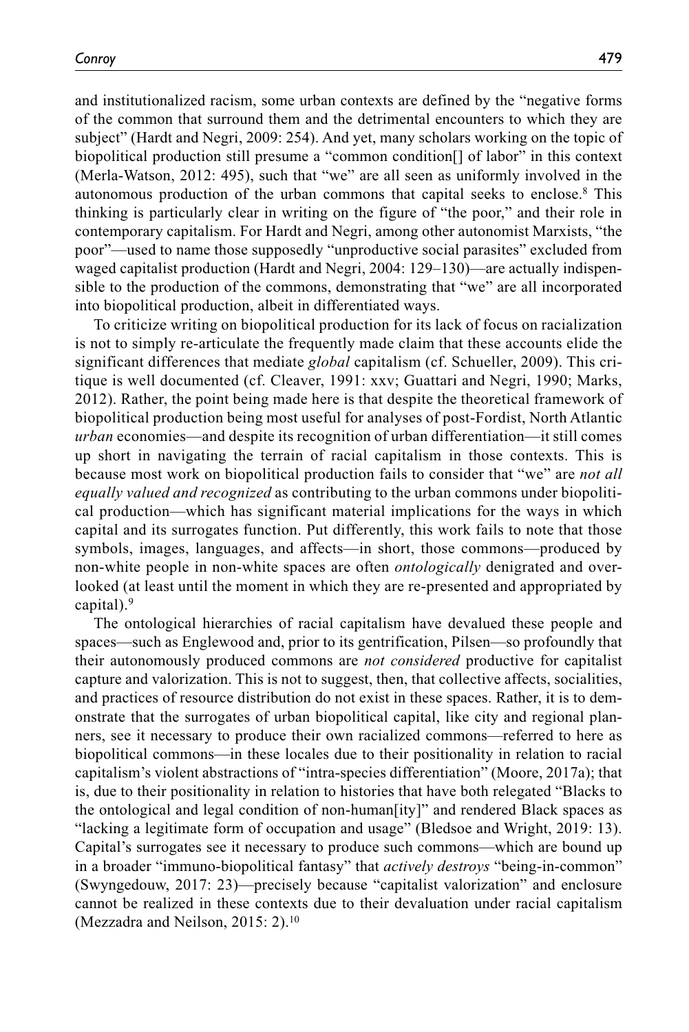and institutionalized racism, some urban contexts are defined by the "negative forms of the common that surround them and the detrimental encounters to which they are subject" (Hardt and Negri, 2009: 254). And yet, many scholars working on the topic of biopolitical production still presume a "common condition[] of labor" in this context (Merla-Watson, 2012: 495), such that "we" are all seen as uniformly involved in the autonomous production of the urban commons that capital seeks to enclose.[8] This thinking is particularly clear in writing on the figure of "the poor," and their role in contemporary capitalism. For Hardt and Negri, among other autonomist Marxists, "the poor"—used to name those supposedly "unproductive social parasites" excluded from waged capitalist production (Hardt and Negri, 2004: 129–130)—are actually indispensible to the production of the commons, demonstrating that "we" are all incorporated into biopolitical production, albeit in differentiated ways.

To criticize writing on biopolitical production for its lack of focus on racialization is not to simply re-articulate the frequently made claim that these accounts elide the significant differences that mediate *global* capitalism (cf. Schueller, 2009). This critique is well documented (cf. Cleaver, 1991: xxv; Guattari and Negri, 1990; Marks, 2012). Rather, the point being made here is that despite the theoretical framework of biopolitical production being most useful for analyses of post-Fordist, North Atlantic *urban* economies—and despite its recognition of urban differentiation—it still comes up short in navigating the terrain of racial capitalism in those contexts. This is because most work on biopolitical production fails to consider that "we" are *not all equally valued and recognized* as contributing to the urban commons under biopolitical production—which has significant material implications for the ways in which capital and its surrogates function. Put differently, this work fails to note that those symbols, images, languages, and affects—in short, those commons—produced by non-white people in non-white spaces are often *ontologically* denigrated and overlooked (at least until the moment in which they are re-presented and appropriated by capital).[9]

The ontological hierarchies of racial capitalism have devalued these people and spaces—such as Englewood and, prior to its gentrification, Pilsen—so profoundly that their autonomously produced commons are *not considered* productive for capitalist capture and valorization. This is not to suggest, then, that collective affects, socialities, and practices of resource distribution do not exist in these spaces. Rather, it is to demonstrate that the surrogates of urban biopolitical capital, like city and regional planners, see it necessary to produce their own racialized commons—referred to here as biopolitical commons—in these locales due to their positionality in relation to racial capitalism's violent abstractions of "intra-species differentiation" (Moore, 2017a); that is, due to their positionality in relation to histories that have both relegated "Blacks to the ontological and legal condition of non-human[ity]" and rendered Black spaces as "lacking a legitimate form of occupation and usage" (Bledsoe and Wright, 2019: 13). Capital's surrogates see it necessary to produce such commons—which are bound up in a broader "immuno-biopolitical fantasy" that *actively destroys* "being-in-common" (Swyngedouw, 2017: 23)—precisely because "capitalist valorization" and enclosure cannot be realized in these contexts due to their devaluation under racial capitalism (Mezzadra and Neilson, 2015: 2).[10]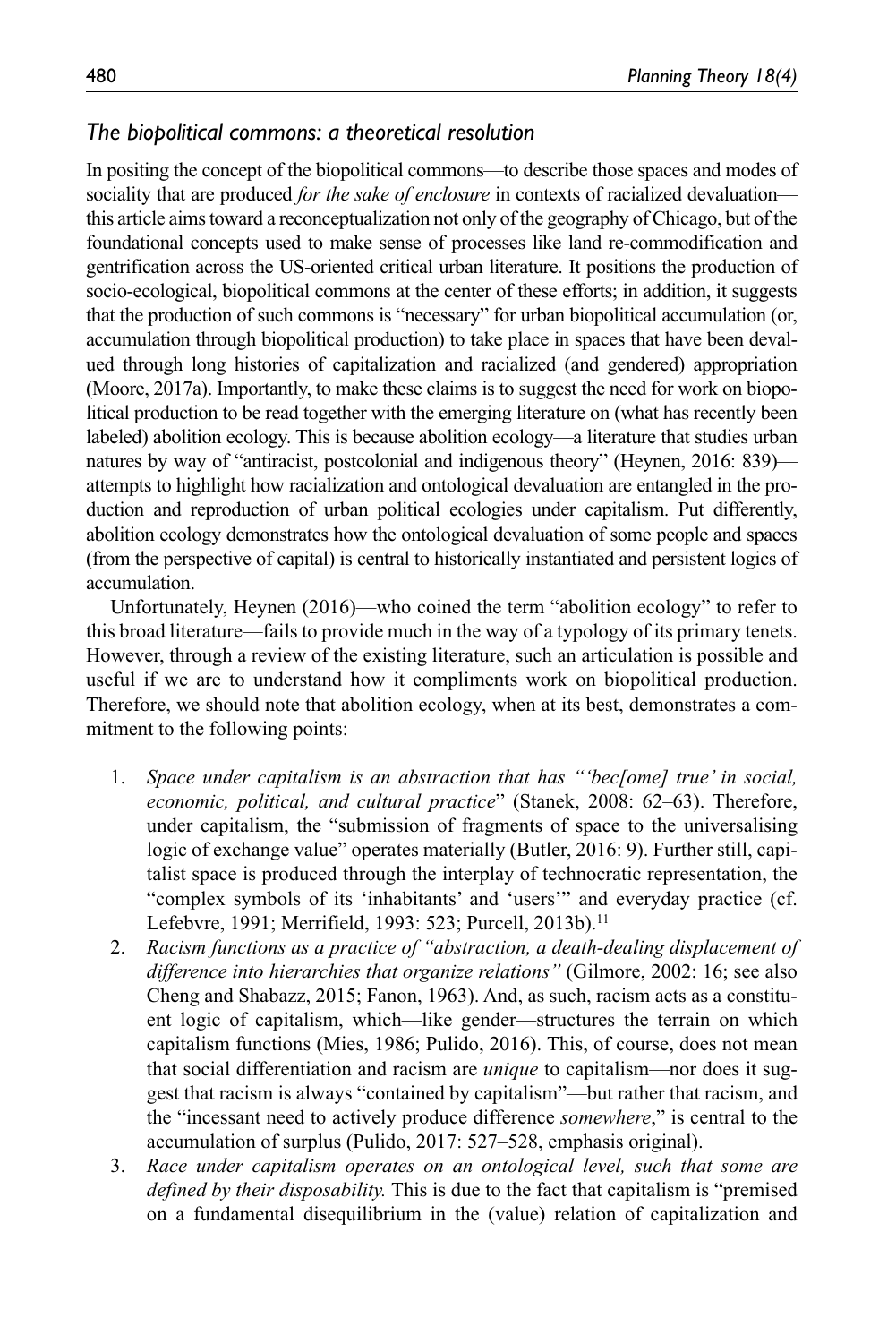### *The biopolitical commons: a theoretical resolution*

In positing the concept of the biopolitical commons—to describe those spaces and modes of sociality that are produced *for the sake of enclosure* in contexts of racialized devaluation—this article aims toward a reconceptualization not only of the geography of Chicago, but of the foundational concepts used to make sense of processes like land re-commodification and gentrification across the US-oriented critical urban literature. It positions the production of socio-ecological, biopolitical commons at the center of these efforts; in addition, it suggests that the production of such commons is "necessary" for urban biopolitical accumulation (or, accumulation through biopolitical production) to take place in spaces that have been devalued through long histories of capitalization and racialized (and gendered) appropriation (Moore, 2017a). Importantly, to make these claims is to suggest the need for work on biopolitical production to be read together with the emerging literature on (what has recently been labeled) abolition ecology. This is because abolition ecology—a literature that studies urban natures by way of "antiracist, postcolonial and indigenous theory" (Heynen, 2016: 839)—attempts to highlight how racialization and ontological devaluation are entangled in the production and reproduction of urban political ecologies under capitalism. Put differently, abolition ecology demonstrates how the ontological devaluation of some people and spaces (from the perspective of capital) is central to historically instantiated and persistent logics of accumulation.

Unfortunately, Heynen (2016)—who coined the term "abolition ecology" to refer to this broad literature—fails to provide much in the way of a typology of its primary tenets. However, through a review of the existing literature, such an articulation is possible and useful if we are to understand how it compliments work on biopolitical production. Therefore, we should note that abolition ecology, when at its best, demonstrates a commitment to the following points:

1. *Space under capitalism is an abstraction that has "'bec[ome] true' in social, economic, political, and cultural practice*" (Stanek, 2008: 62–63). Therefore, under capitalism, the "submission of fragments of space to the universalising logic of exchange value" operates materially (Butler, 2016: 9). Further still, capitalist space is produced through the interplay of technocratic representation, the "complex symbols of its 'inhabitants' and 'users'" and everyday practice (cf. Lefebvre, 1991; Merrifield, 1993: 523; Purcell, 2013b).[11]
2. *Racism functions as a practice of "abstraction, a death-dealing displacement of difference into hierarchies that organize relations"* (Gilmore, 2002: 16; see also Cheng and Shabazz, 2015; Fanon, 1963). And, as such, racism acts as a constituent logic of capitalism, which—like gender—structures the terrain on which capitalism functions (Mies, 1986; Pulido, 2016). This, of course, does not mean that social differentiation and racism are *unique* to capitalism—nor does it suggest that racism is always "contained by capitalism"—but rather that racism, and the "incessant need to actively produce difference *somewhere*," is central to the accumulation of surplus (Pulido, 2017: 527–528, emphasis original).
3. *Race under capitalism operates on an ontological level, such that some are defined by their disposability.* This is due to the fact that capitalism is "premised on a fundamental disequilibrium in the (value) relation of capitalization and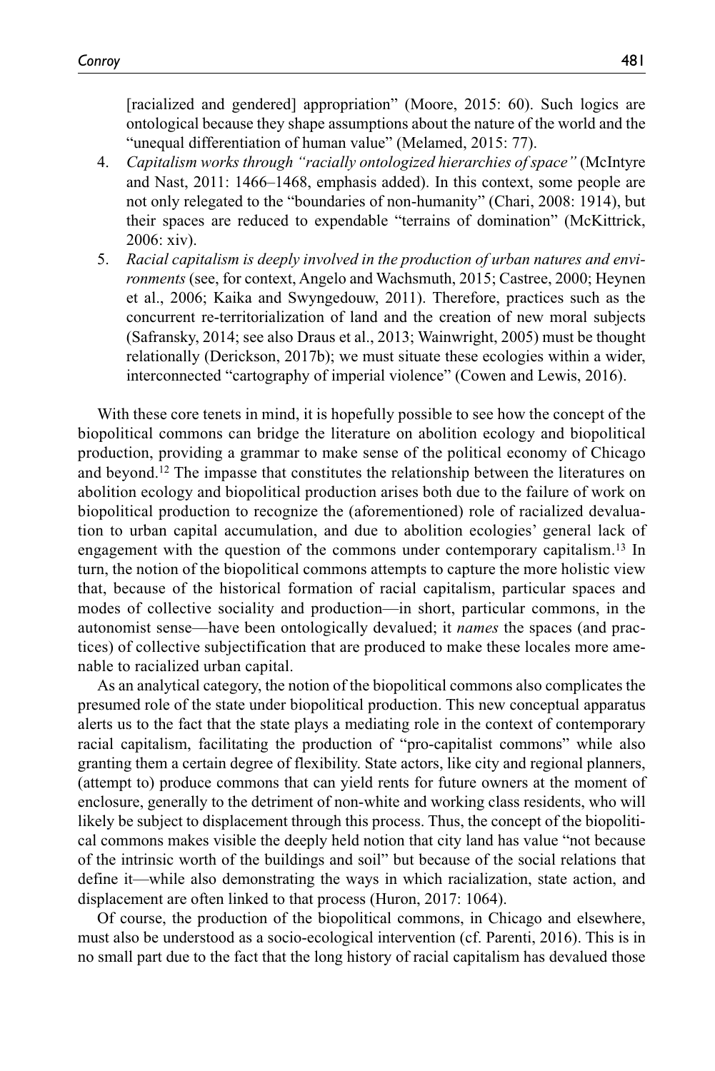[racialized and gendered] appropriation" (Moore, 2015: 60). Such logics are ontological because they shape assumptions about the nature of the world and the "unequal differentiation of human value" (Melamed, 2015: 77).

4. *Capitalism works through "racially ontologized hierarchies of space"* (McIntyre and Nast, 2011: 1466–1468, emphasis added). In this context, some people are not only relegated to the "boundaries of non-humanity" (Chari, 2008: 1914), but their spaces are reduced to expendable "terrains of domination" (McKittrick, 2006: xiv).
5. *Racial capitalism is deeply involved in the production of urban natures and environments* (see, for context, Angelo and Wachsmuth, 2015; Castree, 2000; Heynen et al., 2006; Kaika and Swyngedouw, 2011). Therefore, practices such as the concurrent re-territorialization of land and the creation of new moral subjects (Safransky, 2014; see also Draus et al., 2013; Wainwright, 2005) must be thought relationally (Derickson, 2017b); we must situate these ecologies within a wider, interconnected "cartography of imperial violence" (Cowen and Lewis, 2016).

With these core tenets in mind, it is hopefully possible to see how the concept of the biopolitical commons can bridge the literature on abolition ecology and biopolitical production, providing a grammar to make sense of the political economy of Chicago and beyond.[12] The impasse that constitutes the relationship between the literatures on abolition ecology and biopolitical production arises both due to the failure of work on biopolitical production to recognize the (aforementioned) role of racialized devaluation to urban capital accumulation, and due to abolition ecologies' general lack of engagement with the question of the commons under contemporary capitalism.[13] In turn, the notion of the biopolitical commons attempts to capture the more holistic view that, because of the historical formation of racial capitalism, particular spaces and modes of collective sociality and production—in short, particular commons, in the autonomist sense—have been ontologically devalued; it *names* the spaces (and practices) of collective subjectification that are produced to make these locales more amenable to racialized urban capital.

As an analytical category, the notion of the biopolitical commons also complicates the presumed role of the state under biopolitical production. This new conceptual apparatus alerts us to the fact that the state plays a mediating role in the context of contemporary racial capitalism, facilitating the production of "pro-capitalist commons" while also granting them a certain degree of flexibility. State actors, like city and regional planners, (attempt to) produce commons that can yield rents for future owners at the moment of enclosure, generally to the detriment of non-white and working class residents, who will likely be subject to displacement through this process. Thus, the concept of the biopolitical commons makes visible the deeply held notion that city land has value "not because of the intrinsic worth of the buildings and soil" but because of the social relations that define it—while also demonstrating the ways in which racialization, state action, and displacement are often linked to that process (Huron, 2017: 1064).

Of course, the production of the biopolitical commons, in Chicago and elsewhere, must also be understood as a socio-ecological intervention (cf. Parenti, 2016). This is in no small part due to the fact that the long history of racial capitalism has devalued those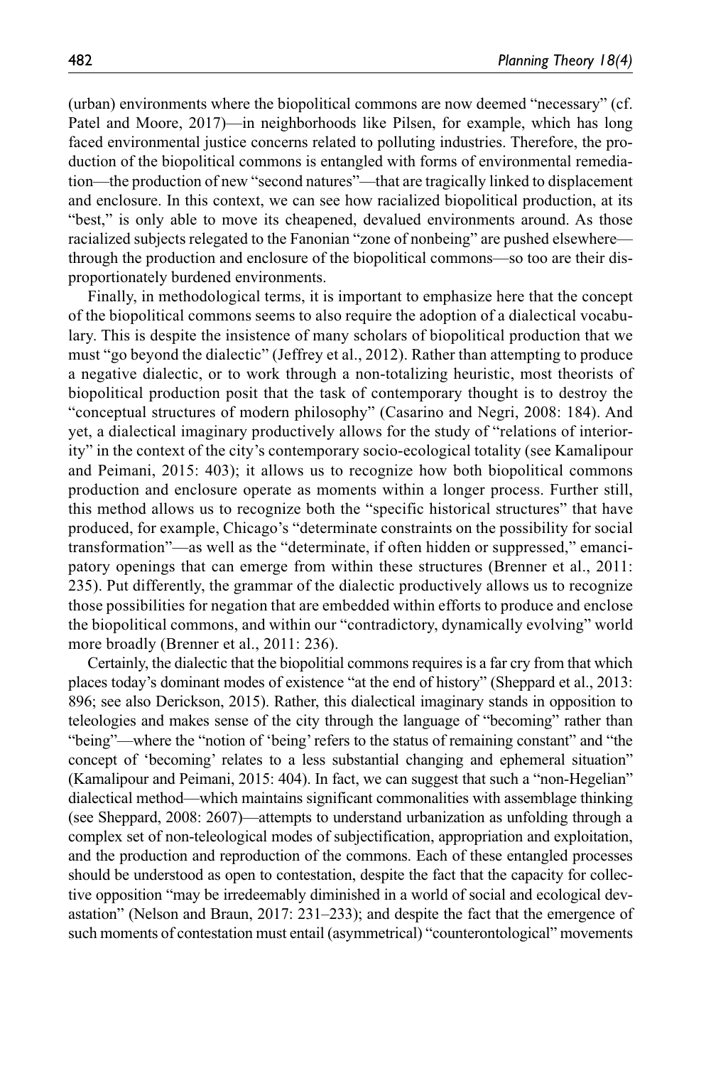(urban) environments where the biopolitical commons are now deemed "necessary" (cf. Patel and Moore, 2017)—in neighborhoods like Pilsen, for example, which has long faced environmental justice concerns related to polluting industries. Therefore, the production of the biopolitical commons is entangled with forms of environmental remediation—the production of new "second natures"—that are tragically linked to displacement and enclosure. In this context, we can see how racialized biopolitical production, at its "best," is only able to move its cheapened, devalued environments around. As those racialized subjects relegated to the Fanonian "zone of nonbeing" are pushed elsewhere—through the production and enclosure of the biopolitical commons—so too are their disproportionately burdened environments.

Finally, in methodological terms, it is important to emphasize here that the concept of the biopolitical commons seems to also require the adoption of a dialectical vocabulary. This is despite the insistence of many scholars of biopolitical production that we must "go beyond the dialectic" (Jeffrey et al., 2012). Rather than attempting to produce a negative dialectic, or to work through a non-totalizing heuristic, most theorists of biopolitical production posit that the task of contemporary thought is to destroy the "conceptual structures of modern philosophy" (Casarino and Negri, 2008: 184). And yet, a dialectical imaginary productively allows for the study of "relations of interiority" in the context of the city's contemporary socio-ecological totality (see Kamalipour and Peimani, 2015: 403); it allows us to recognize how both biopolitical commons production and enclosure operate as moments within a longer process. Further still, this method allows us to recognize both the "specific historical structures" that have produced, for example, Chicago's "determinate constraints on the possibility for social transformation"—as well as the "determinate, if often hidden or suppressed," emancipatory openings that can emerge from within these structures (Brenner et al., 2011: 235). Put differently, the grammar of the dialectic productively allows us to recognize those possibilities for negation that are embedded within efforts to produce and enclose the biopolitical commons, and within our "contradictory, dynamically evolving" world more broadly (Brenner et al., 2011: 236).

Certainly, the dialectic that the biopolitial commons requires is a far cry from that which places today's dominant modes of existence "at the end of history" (Sheppard et al., 2013: 896; see also Derickson, 2015). Rather, this dialectical imaginary stands in opposition to teleologies and makes sense of the city through the language of "becoming" rather than "being"—where the "notion of 'being' refers to the status of remaining constant" and "the concept of 'becoming' relates to a less substantial changing and ephemeral situation" (Kamalipour and Peimani, 2015: 404). In fact, we can suggest that such a "non-Hegelian" dialectical method—which maintains significant commonalities with assemblage thinking (see Sheppard, 2008: 2607)—attempts to understand urbanization as unfolding through a complex set of non-teleological modes of subjectification, appropriation and exploitation, and the production and reproduction of the commons. Each of these entangled processes should be understood as open to contestation, despite the fact that the capacity for collective opposition "may be irredeemably diminished in a world of social and ecological devastation" (Nelson and Braun, 2017: 231–233); and despite the fact that the emergence of such moments of contestation must entail (asymmetrical) "counterontological" movements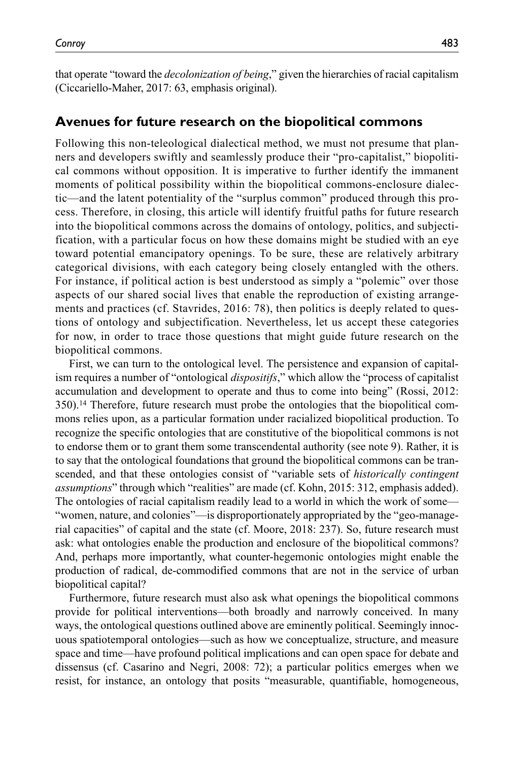that operate "toward the *decolonization of being*," given the hierarchies of racial capitalism (Ciccariello-Maher, 2017: 63, emphasis original).

## Avenues for future research on the biopolitical commons

Following this non-teleological dialectical method, we must not presume that planners and developers swiftly and seamlessly produce their "pro-capitalist," biopolitical commons without opposition. It is imperative to further identify the immanent moments of political possibility within the biopolitical commons-enclosure dialectic—and the latent potentiality of the "surplus common" produced through this process. Therefore, in closing, this article will identify fruitful paths for future research into the biopolitical commons across the domains of ontology, politics, and subjectification, with a particular focus on how these domains might be studied with an eye toward potential emancipatory openings. To be sure, these are relatively arbitrary categorical divisions, with each category being closely entangled with the others. For instance, if political action is best understood as simply a "polemic" over those aspects of our shared social lives that enable the reproduction of existing arrangements and practices (cf. Stavrides, 2016: 78), then politics is deeply related to questions of ontology and subjectification. Nevertheless, let us accept these categories for now, in order to trace those questions that might guide future research on the biopolitical commons.

First, we can turn to the ontological level. The persistence and expansion of capitalism requires a number of "ontological *dispositifs*," which allow the "process of capitalist accumulation and development to operate and thus to come into being" (Rossi, 2012: 350).[14] Therefore, future research must probe the ontologies that the biopolitical commons relies upon, as a particular formation under racialized biopolitical production. To recognize the specific ontologies that are constitutive of the biopolitical commons is not to endorse them or to grant them some transcendental authority (see note 9). Rather, it is to say that the ontological foundations that ground the biopolitical commons can be transcended, and that these ontologies consist of "variable sets of *historically contingent assumptions*" through which "realities" are made (cf. Kohn, 2015: 312, emphasis added). The ontologies of racial capitalism readily lead to a world in which the work of some—"women, nature, and colonies"—is disproportionately appropriated by the "geo-managerial capacities" of capital and the state (cf. Moore, 2018: 237). So, future research must ask: what ontologies enable the production and enclosure of the biopolitical commons? And, perhaps more importantly, what counter-hegemonic ontologies might enable the production of radical, de-commodified commons that are not in the service of urban biopolitical capital?

Furthermore, future research must also ask what openings the biopolitical commons provide for political interventions—both broadly and narrowly conceived. In many ways, the ontological questions outlined above are eminently political. Seemingly innocuous spatiotemporal ontologies—such as how we conceptualize, structure, and measure space and time—have profound political implications and can open space for debate and dissensus (cf. Casarino and Negri, 2008: 72); a particular politics emerges when we resist, for instance, an ontology that posits "measurable, quantifiable, homogeneous,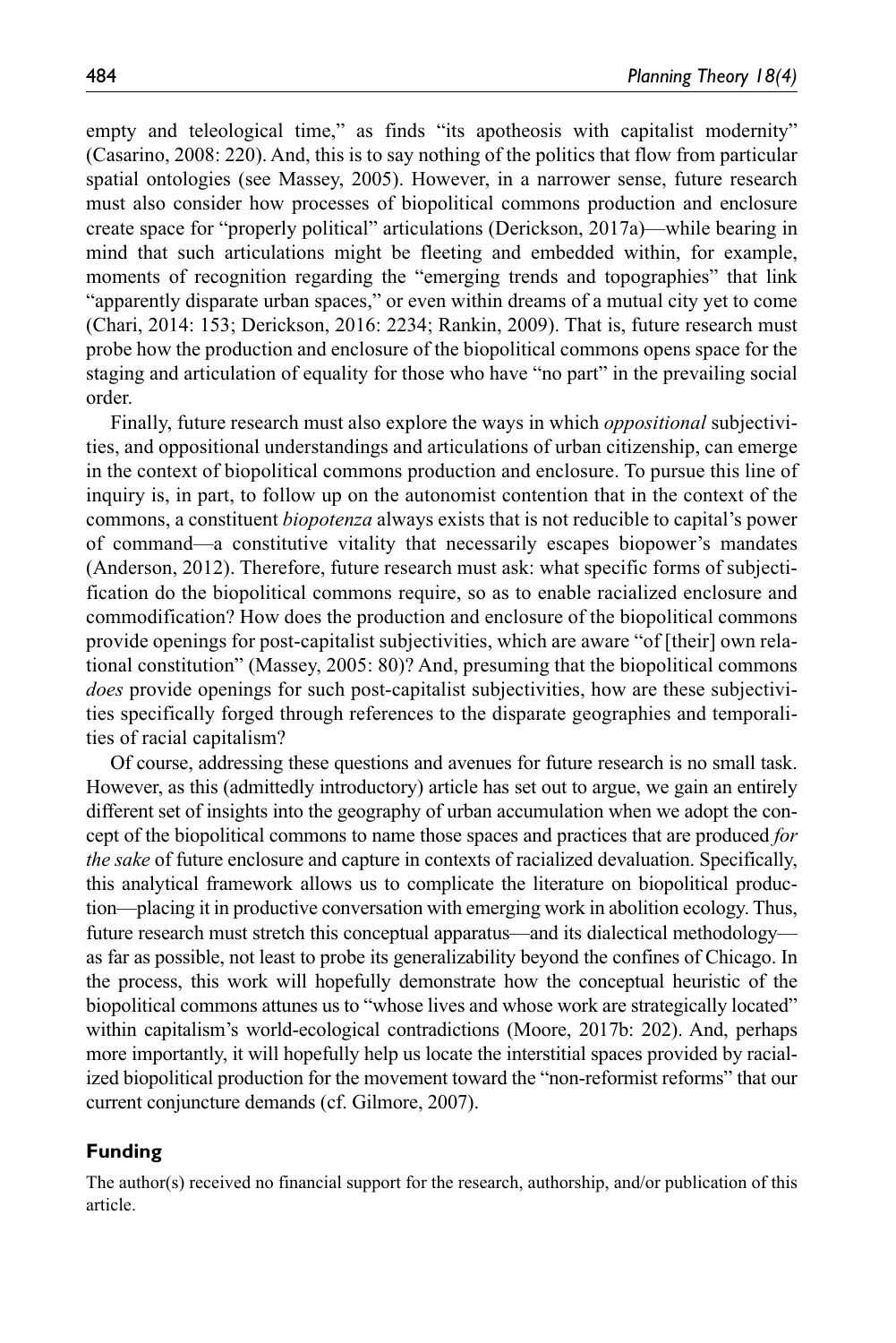empty and teleological time," as finds "its apotheosis with capitalist modernity" (Casarino, 2008: 220). And, this is to say nothing of the politics that flow from particular spatial ontologies (see Massey, 2005). However, in a narrower sense, future research must also consider how processes of biopolitical commons production and enclosure create space for "properly political" articulations (Derickson, 2017a)—while bearing in mind that such articulations might be fleeting and embedded within, for example, moments of recognition regarding the "emerging trends and topographies" that link "apparently disparate urban spaces," or even within dreams of a mutual city yet to come (Chari, 2014: 153; Derickson, 2016: 2234; Rankin, 2009). That is, future research must probe how the production and enclosure of the biopolitical commons opens space for the staging and articulation of equality for those who have "no part" in the prevailing social order.

Finally, future research must also explore the ways in which *oppositional* subjectivities, and oppositional understandings and articulations of urban citizenship, can emerge in the context of biopolitical commons production and enclosure. To pursue this line of inquiry is, in part, to follow up on the autonomist contention that in the context of the commons, a constituent *biopotenza* always exists that is not reducible to capital's power of command—a constitutive vitality that necessarily escapes biopower's mandates (Anderson, 2012). Therefore, future research must ask: what specific forms of subjectification do the biopolitical commons require, so as to enable racialized enclosure and commodification? How does the production and enclosure of the biopolitical commons provide openings for post-capitalist subjectivities, which are aware "of [their] own relational constitution" (Massey, 2005: 80)? And, presuming that the biopolitical commons *does* provide openings for such post-capitalist subjectivities, how are these subjectivities specifically forged through references to the disparate geographies and temporalities of racial capitalism?

Of course, addressing these questions and avenues for future research is no small task. However, as this (admittedly introductory) article has set out to argue, we gain an entirely different set of insights into the geography of urban accumulation when we adopt the concept of the biopolitical commons to name those spaces and practices that are produced *for the sake* of future enclosure and capture in contexts of racialized devaluation. Specifically, this analytical framework allows us to complicate the literature on biopolitical production—placing it in productive conversation with emerging work in abolition ecology. Thus, future research must stretch this conceptual apparatus—and its dialectical methodology—as far as possible, not least to probe its generalizability beyond the confines of Chicago. In the process, this work will hopefully demonstrate how the conceptual heuristic of the biopolitical commons attunes us to "whose lives and whose work are strategically located" within capitalism's world-ecological contradictions (Moore, 2017b: 202). And, perhaps more importantly, it will hopefully help us locate the interstitial spaces provided by racialized biopolitical production for the movement toward the "non-reformist reforms" that our current conjuncture demands (cf. Gilmore, 2007).

## Funding

The author(s) received no financial support for the research, authorship, and/or publication of this article.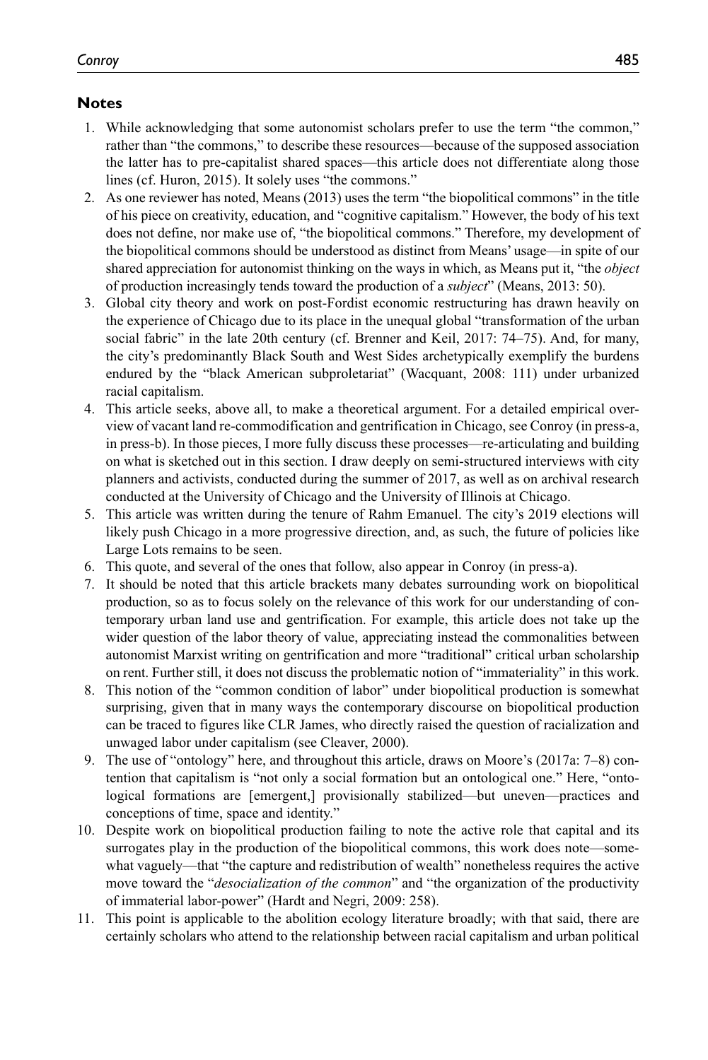## Notes

1. While acknowledging that some autonomist scholars prefer to use the term "the common," rather than "the commons," to describe these resources—because of the supposed association the latter has to pre-capitalist shared spaces—this article does not differentiate along those lines (cf. Huron, 2015). It solely uses "the commons."
2. As one reviewer has noted, Means (2013) uses the term "the biopolitical commons" in the title of his piece on creativity, education, and "cognitive capitalism." However, the body of his text does not define, nor make use of, "the biopolitical commons." Therefore, my development of the biopolitical commons should be understood as distinct from Means' usage—in spite of our shared appreciation for autonomist thinking on the ways in which, as Means put it, "the *object* of production increasingly tends toward the production of a *subject*" (Means, 2013: 50).
3. Global city theory and work on post-Fordist economic restructuring has drawn heavily on the experience of Chicago due to its place in the unequal global "transformation of the urban social fabric" in the late 20th century (cf. Brenner and Keil, 2017: 74–75). And, for many, the city's predominantly Black South and West Sides archetypically exemplify the burdens endured by the "black American subproletariat" (Wacquant, 2008: 111) under urbanized racial capitalism.
4. This article seeks, above all, to make a theoretical argument. For a detailed empirical overview of vacant land re-commodification and gentrification in Chicago, see Conroy (in press-a, in press-b). In those pieces, I more fully discuss these processes—re-articulating and building on what is sketched out in this section. I draw deeply on semi-structured interviews with city planners and activists, conducted during the summer of 2017, as well as on archival research conducted at the University of Chicago and the University of Illinois at Chicago.
5. This article was written during the tenure of Rahm Emanuel. The city's 2019 elections will likely push Chicago in a more progressive direction, and, as such, the future of policies like Large Lots remains to be seen.
6. This quote, and several of the ones that follow, also appear in Conroy (in press-a).
7. It should be noted that this article brackets many debates surrounding work on biopolitical production, so as to focus solely on the relevance of this work for our understanding of contemporary urban land use and gentrification. For example, this article does not take up the wider question of the labor theory of value, appreciating instead the commonalities between autonomist Marxist writing on gentrification and more "traditional" critical urban scholarship on rent. Further still, it does not discuss the problematic notion of "immateriality" in this work.
8. This notion of the "common condition of labor" under biopolitical production is somewhat surprising, given that in many ways the contemporary discourse on biopolitical production can be traced to figures like CLR James, who directly raised the question of racialization and unwaged labor under capitalism (see Cleaver, 2000).
9. The use of "ontology" here, and throughout this article, draws on Moore's (2017a: 7–8) contention that capitalism is "not only a social formation but an ontological one." Here, "ontological formations are [emergent,] provisionally stabilized—but uneven—practices and conceptions of time, space and identity."
10. Despite work on biopolitical production failing to note the active role that capital and its surrogates play in the production of the biopolitical commons, this work does note—somewhat vaguely—that "the capture and redistribution of wealth" nonetheless requires the active move toward the "*desocialization of the common*" and "the organization of the productivity of immaterial labor-power" (Hardt and Negri, 2009: 258).
11. This point is applicable to the abolition ecology literature broadly; with that said, there are certainly scholars who attend to the relationship between racial capitalism and urban political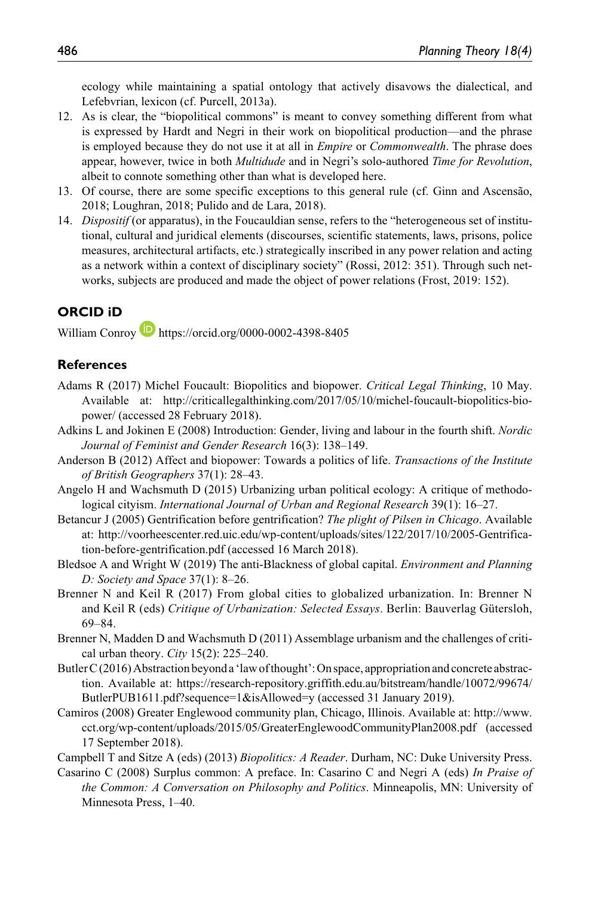ecology while maintaining a spatial ontology that actively disavows the dialectical, and Lefebvrian, lexicon (cf. Purcell, 2013a).

12. As is clear, the "biopolitical commons" is meant to convey something different from what is expressed by Hardt and Negri in their work on biopolitical production—and the phrase is employed because they do not use it at all in *Empire* or *Commonwealth*. The phrase does appear, however, twice in both *Multidude* and in Negri's solo-authored *Time for Revolution*, albeit to connote something other than what is developed here.
13. Of course, there are some specific exceptions to this general rule (cf. Ginn and Ascensão, 2018; Loughran, 2018; Pulido and de Lara, 2018).
14. *Dispositif* (or apparatus), in the Foucauldian sense, refers to the "heterogeneous set of institutional, cultural and juridical elements (discourses, scientific statements, laws, prisons, police measures, architectural artifacts, etc.) strategically inscribed in any power relation and acting as a network within a context of disciplinary society" (Rossi, 2012: 351). Through such networks, subjects are produced and made the object of power relations (Frost, 2019: 152).

## ORCID iD

William Conroy https://orcid.org/0000-0002-4398-8405

## References

Adams R (2017) Michel Foucault: Biopolitics and biopower. *Critical Legal Thinking*, 10 May. Available at: http://criticallegalthinking.com/2017/05/10/michel-foucault-biopolitics-biopower/ (accessed 28 February 2018).

Adkins L and Jokinen E (2008) Introduction: Gender, living and labour in the fourth shift. *Nordic Journal of Feminist and Gender Research* 16(3): 138–149.

Anderson B (2012) Affect and biopower: Towards a politics of life. *Transactions of the Institute of British Geographers* 37(1): 28–43.

Angelo H and Wachsmuth D (2015) Urbanizing urban political ecology: A critique of methodological cityism. *International Journal of Urban and Regional Research* 39(1): 16–27.

Betancur J (2005) Gentrification before gentrification? *The plight of Pilsen in Chicago*. Available at: http://voorheescenter.red.uic.edu/wp-content/uploads/sites/122/2017/10/2005-Gentrification-before-gentrification.pdf (accessed 16 March 2018).

Bledsoe A and Wright W (2019) The anti-Blackness of global capital. *Environment and Planning D: Society and Space* 37(1): 8–26.

Brenner N and Keil R (2017) From global cities to globalized urbanization. In: Brenner N and Keil R (eds) *Critique of Urbanization: Selected Essays*. Berlin: Bauverlag Gütersloh, 69–84.

Brenner N, Madden D and Wachsmuth D (2011) Assemblage urbanism and the challenges of critical urban theory. *City* 15(2): 225–240.

Butler C (2016) Abstraction beyond a 'law of thought': On space, appropriation and concrete abstraction. Available at: https://research-repository.griffith.edu.au/bitstream/handle/10072/99674/ButlerPUB1611.pdf?sequence=1&isAllowed=y (accessed 31 January 2019).

Camiros (2008) Greater Englewood community plan, Chicago, Illinois. Available at: http://www.cct.org/wp-content/uploads/2015/05/GreaterEnglewoodCommunityPlan2008.pdf (accessed 17 September 2018).

Campbell T and Sitze A (eds) (2013) *Biopolitics: A Reader*. Durham, NC: Duke University Press.

Casarino C (2008) Surplus common: A preface. In: Casarino C and Negri A (eds) *In Praise of the Common: A Conversation on Philosophy and Politics*. Minneapolis, MN: University of Minnesota Press, 1–40.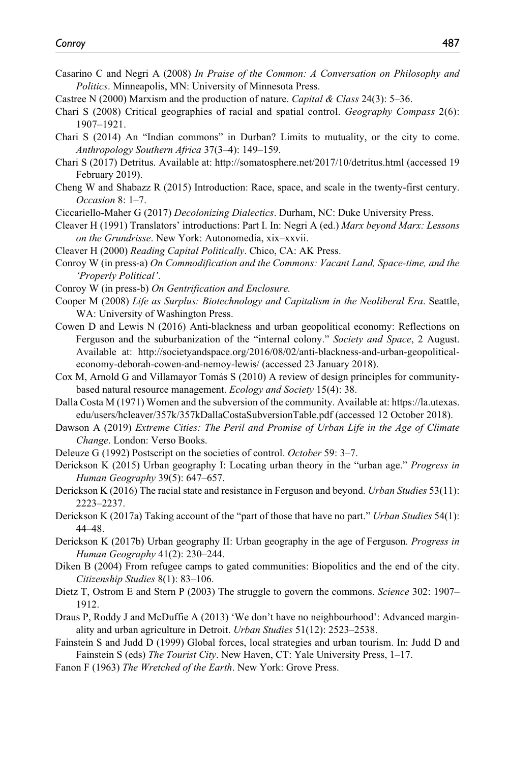Casarino C and Negri A (2008) *In Praise of the Common: A Conversation on Philosophy and Politics*. Minneapolis, MN: University of Minnesota Press.

Castree N (2000) Marxism and the production of nature. *Capital & Class* 24(3): 5–36.

Chari S (2008) Critical geographies of racial and spatial control. *Geography Compass* 2(6): 1907–1921.

Chari S (2014) An "Indian commons" in Durban? Limits to mutuality, or the city to come. *Anthropology Southern Africa* 37(3–4): 149–159.

Chari S (2017) Detritus. Available at: http://somatosphere.net/2017/10/detritus.html (accessed 19 February 2019).

Cheng W and Shabazz R (2015) Introduction: Race, space, and scale in the twenty-first century. *Occasion* 8: 1–7.

Ciccariello-Maher G (2017) *Decolonizing Dialectics*. Durham, NC: Duke University Press.

Cleaver H (1991) Translators' introductions: Part I. In: Negri A (ed.) *Marx beyond Marx: Lessons on the Grundrisse*. New York: Autonomedia, xix–xxvii.

Cleaver H (2000) *Reading Capital Politically*. Chico, CA: AK Press.

Conroy W (in press-a) *On Commodification and the Commons: Vacant Land, Space-time, and the 'Properly Political'*.

Conroy W (in press-b) *On Gentrification and Enclosure.*

Cooper M (2008) *Life as Surplus: Biotechnology and Capitalism in the Neoliberal Era*. Seattle, WA: University of Washington Press.

Cowen D and Lewis N (2016) Anti-blackness and urban geopolitical economy: Reflections on Ferguson and the suburbanization of the "internal colony." *Society and Space*, 2 August. Available at: http://societyandspace.org/2016/08/02/anti-blackness-and-urban-geopolitical-economy-deborah-cowen-and-nemoy-lewis/ (accessed 23 January 2018).

Cox M, Arnold G and Villamayor Tomás S (2010) A review of design principles for community-based natural resource management. *Ecology and Society* 15(4): 38.

Dalla Costa M (1971) Women and the subversion of the community. Available at: https://la.utexas.edu/users/hcleaver/357k/357kDallaCostaSubversionTable.pdf (accessed 12 October 2018).

Dawson A (2019) *Extreme Cities: The Peril and Promise of Urban Life in the Age of Climate Change*. London: Verso Books.

Deleuze G (1992) Postscript on the societies of control. *October* 59: 3–7.

Derickson K (2015) Urban geography I: Locating urban theory in the "urban age." *Progress in Human Geography* 39(5): 647–657.

Derickson K (2016) The racial state and resistance in Ferguson and beyond. *Urban Studies* 53(11): 2223–2237.

Derickson K (2017a) Taking account of the "part of those that have no part." *Urban Studies* 54(1): 44–48.

Derickson K (2017b) Urban geography II: Urban geography in the age of Ferguson. *Progress in Human Geography* 41(2): 230–244.

Diken B (2004) From refugee camps to gated communities: Biopolitics and the end of the city. *Citizenship Studies* 8(1): 83–106.

Dietz T, Ostrom E and Stern P (2003) The struggle to govern the commons. *Science* 302: 1907–1912.

Draus P, Roddy J and McDuffie A (2013) 'We don't have no neighbourhood': Advanced marginality and urban agriculture in Detroit. *Urban Studies* 51(12): 2523–2538.

Fainstein S and Judd D (1999) Global forces, local strategies and urban tourism. In: Judd D and Fainstein S (eds) *The Tourist City*. New Haven, CT: Yale University Press, 1–17.

Fanon F (1963) *The Wretched of the Earth*. New York: Grove Press.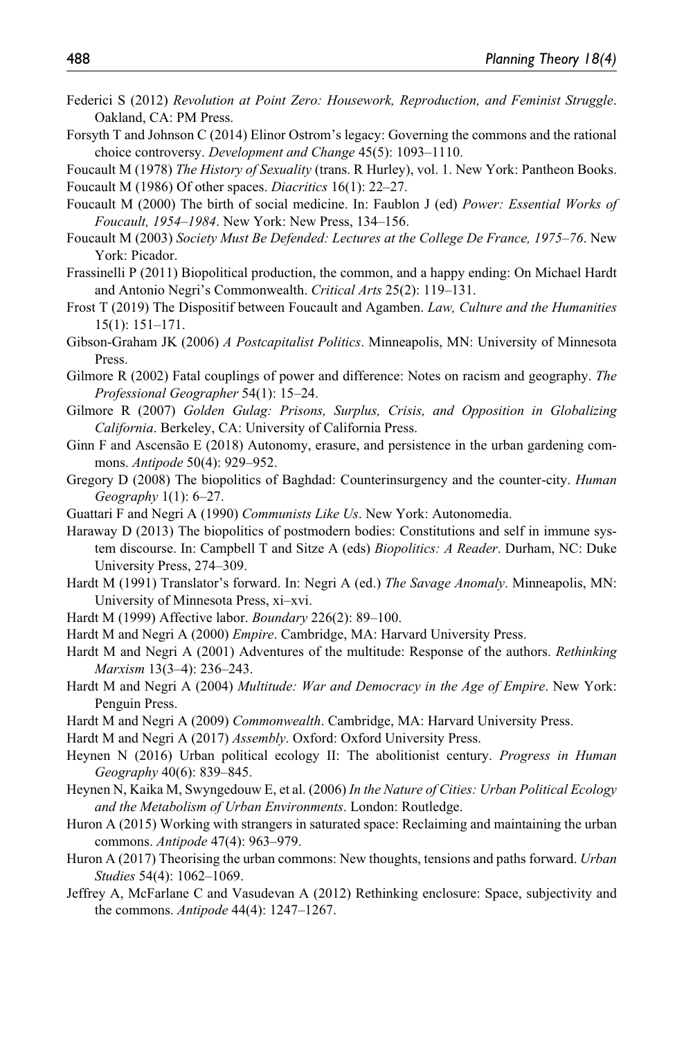Federici S (2012) *Revolution at Point Zero: Housework, Reproduction, and Feminist Struggle*. Oakland, CA: PM Press.

Forsyth T and Johnson C (2014) Elinor Ostrom's legacy: Governing the commons and the rational choice controversy. *Development and Change* 45(5): 1093–1110.

Foucault M (1978) *The History of Sexuality* (trans. R Hurley), vol. 1. New York: Pantheon Books.

Foucault M (1986) Of other spaces. *Diacritics* 16(1): 22–27.

Foucault M (2000) The birth of social medicine. In: Faublon J (ed) *Power: Essential Works of Foucault, 1954–1984*. New York: New Press, 134–156.

Foucault M (2003) *Society Must Be Defended: Lectures at the College De France, 1975–76*. New York: Picador.

Frassinelli P (2011) Biopolitical production, the common, and a happy ending: On Michael Hardt and Antonio Negri's Commonwealth. *Critical Arts* 25(2): 119–131.

Frost T (2019) The Dispositif between Foucault and Agamben. *Law, Culture and the Humanities* 15(1): 151–171.

Gibson-Graham JK (2006) *A Postcapitalist Politics*. Minneapolis, MN: University of Minnesota Press.

Gilmore R (2002) Fatal couplings of power and difference: Notes on racism and geography. *The Professional Geographer* 54(1): 15–24.

Gilmore R (2007) *Golden Gulag: Prisons, Surplus, Crisis, and Opposition in Globalizing California*. Berkeley, CA: University of California Press.

Ginn F and Ascensão E (2018) Autonomy, erasure, and persistence in the urban gardening commons. *Antipode* 50(4): 929–952.

Gregory D (2008) The biopolitics of Baghdad: Counterinsurgency and the counter-city. *Human Geography* 1(1): 6–27.

Guattari F and Negri A (1990) *Communists Like Us*. New York: Autonomedia.

Haraway D (2013) The biopolitics of postmodern bodies: Constitutions and self in immune system discourse. In: Campbell T and Sitze A (eds) *Biopolitics: A Reader*. Durham, NC: Duke University Press, 274–309.

Hardt M (1991) Translator's forward. In: Negri A (ed.) *The Savage Anomaly*. Minneapolis, MN: University of Minnesota Press, xi–xvi.

Hardt M (1999) Affective labor. *Boundary* 226(2): 89–100.

Hardt M and Negri A (2000) *Empire*. Cambridge, MA: Harvard University Press.

Hardt M and Negri A (2001) Adventures of the multitude: Response of the authors. *Rethinking Marxism* 13(3–4): 236–243.

Hardt M and Negri A (2004) *Multitude: War and Democracy in the Age of Empire*. New York: Penguin Press.

Hardt M and Negri A (2009) *Commonwealth*. Cambridge, MA: Harvard University Press.

Hardt M and Negri A (2017) *Assembly*. Oxford: Oxford University Press.

Heynen N (2016) Urban political ecology II: The abolitionist century. *Progress in Human Geography* 40(6): 839–845.

Heynen N, Kaika M, Swyngedouw E, et al. (2006) *In the Nature of Cities: Urban Political Ecology and the Metabolism of Urban Environments*. London: Routledge.

Huron A (2015) Working with strangers in saturated space: Reclaiming and maintaining the urban commons. *Antipode* 47(4): 963–979.

Huron A (2017) Theorising the urban commons: New thoughts, tensions and paths forward. *Urban Studies* 54(4): 1062–1069.

Jeffrey A, McFarlane C and Vasudevan A (2012) Rethinking enclosure: Space, subjectivity and the commons. *Antipode* 44(4): 1247–1267.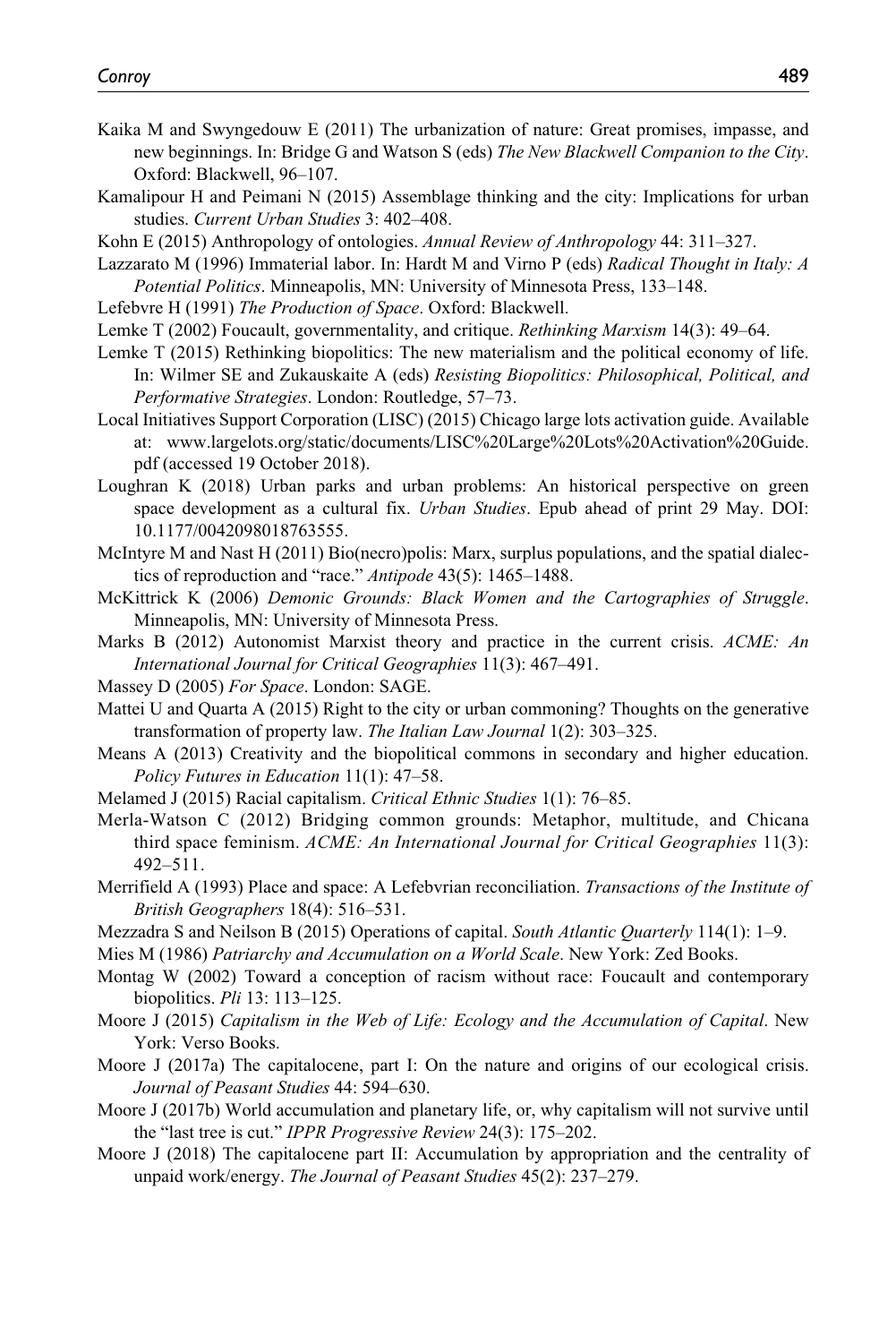Kaika M and Swyngedouw E (2011) The urbanization of nature: Great promises, impasse, and new beginnings. In: Bridge G and Watson S (eds) *The New Blackwell Companion to the City*. Oxford: Blackwell, 96–107.

Kamalipour H and Peimani N (2015) Assemblage thinking and the city: Implications for urban studies. *Current Urban Studies* 3: 402–408.

Kohn E (2015) Anthropology of ontologies. *Annual Review of Anthropology* 44: 311–327.

Lazzarato M (1996) Immaterial labor. In: Hardt M and Virno P (eds) *Radical Thought in Italy: A Potential Politics*. Minneapolis, MN: University of Minnesota Press, 133–148.

Lefebvre H (1991) *The Production of Space*. Oxford: Blackwell.

Lemke T (2002) Foucault, governmentality, and critique. *Rethinking Marxism* 14(3): 49–64.

Lemke T (2015) Rethinking biopolitics: The new materialism and the political economy of life. In: Wilmer SE and Zukauskaite A (eds) *Resisting Biopolitics: Philosophical, Political, and Performative Strategies*. London: Routledge, 57–73.

Local Initiatives Support Corporation (LISC) (2015) Chicago large lots activation guide. Available at: www.largelots.org/static/documents/LISC%20Large%20Lots%20Activation%20Guide.pdf (accessed 19 October 2018).

Loughran K (2018) Urban parks and urban problems: An historical perspective on green space development as a cultural fix. *Urban Studies*. Epub ahead of print 29 May. DOI: 10.1177/0042098018763555.

McIntyre M and Nast H (2011) Bio(necro)polis: Marx, surplus populations, and the spatial dialectics of reproduction and "race." *Antipode* 43(5): 1465–1488.

McKittrick K (2006) *Demonic Grounds: Black Women and the Cartographies of Struggle*. Minneapolis, MN: University of Minnesota Press.

Marks B (2012) Autonomist Marxist theory and practice in the current crisis. *ACME: An International Journal for Critical Geographies* 11(3): 467–491.

Massey D (2005) *For Space*. London: SAGE.

Mattei U and Quarta A (2015) Right to the city or urban commoning? Thoughts on the generative transformation of property law. *The Italian Law Journal* 1(2): 303–325.

Means A (2013) Creativity and the biopolitical commons in secondary and higher education. *Policy Futures in Education* 11(1): 47–58.

Melamed J (2015) Racial capitalism. *Critical Ethnic Studies* 1(1): 76–85.

Merla-Watson C (2012) Bridging common grounds: Metaphor, multitude, and Chicana third space feminism. *ACME: An International Journal for Critical Geographies* 11(3): 492–511.

Merrifield A (1993) Place and space: A Lefebvrian reconciliation. *Transactions of the Institute of British Geographers* 18(4): 516–531.

Mezzadra S and Neilson B (2015) Operations of capital. *South Atlantic Quarterly* 114(1): 1–9.

Mies M (1986) *Patriarchy and Accumulation on a World Scale*. New York: Zed Books.

Montag W (2002) Toward a conception of racism without race: Foucault and contemporary biopolitics. *Pli* 13: 113–125.

Moore J (2015) *Capitalism in the Web of Life: Ecology and the Accumulation of Capital*. New York: Verso Books.

Moore J (2017a) The capitalocene, part I: On the nature and origins of our ecological crisis. *Journal of Peasant Studies* 44: 594–630.

Moore J (2017b) World accumulation and planetary life, or, why capitalism will not survive until the "last tree is cut." *IPPR Progressive Review* 24(3): 175–202.

Moore J (2018) The capitalocene part II: Accumulation by appropriation and the centrality of unpaid work/energy. *The Journal of Peasant Studies* 45(2): 237–279.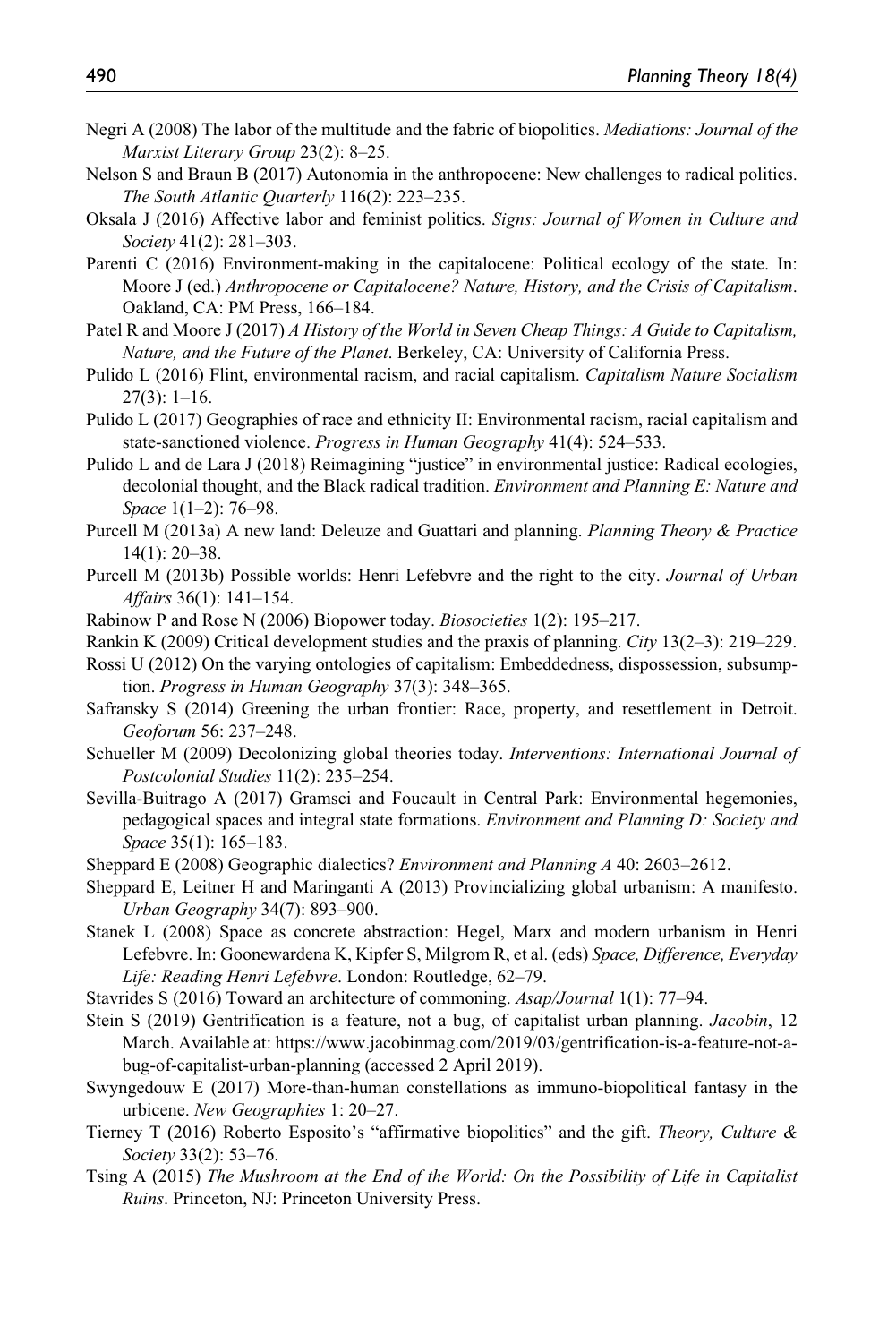Negri A (2008) The labor of the multitude and the fabric of biopolitics. *Mediations: Journal of the Marxist Literary Group* 23(2): 8–25.

Nelson S and Braun B (2017) Autonomia in the anthropocene: New challenges to radical politics. *The South Atlantic Quarterly* 116(2): 223–235.

Oksala J (2016) Affective labor and feminist politics. *Signs: Journal of Women in Culture and Society* 41(2): 281–303.

Parenti C (2016) Environment-making in the capitalocene: Political ecology of the state. In: Moore J (ed.) *Anthropocene or Capitalocene? Nature, History, and the Crisis of Capitalism*. Oakland, CA: PM Press, 166–184.

Patel R and Moore J (2017) *A History of the World in Seven Cheap Things: A Guide to Capitalism, Nature, and the Future of the Planet*. Berkeley, CA: University of California Press.

Pulido L (2016) Flint, environmental racism, and racial capitalism. *Capitalism Nature Socialism* 27(3): 1–16.

Pulido L (2017) Geographies of race and ethnicity II: Environmental racism, racial capitalism and state-sanctioned violence. *Progress in Human Geography* 41(4): 524–533.

Pulido L and de Lara J (2018) Reimagining "justice" in environmental justice: Radical ecologies, decolonial thought, and the Black radical tradition. *Environment and Planning E: Nature and Space* 1(1–2): 76–98.

Purcell M (2013a) A new land: Deleuze and Guattari and planning. *Planning Theory & Practice* 14(1): 20–38.

Purcell M (2013b) Possible worlds: Henri Lefebvre and the right to the city. *Journal of Urban Affairs* 36(1): 141–154.

Rabinow P and Rose N (2006) Biopower today. *Biosocieties* 1(2): 195–217.

Rankin K (2009) Critical development studies and the praxis of planning. *City* 13(2–3): 219–229.

Rossi U (2012) On the varying ontologies of capitalism: Embeddedness, dispossession, subsumption. *Progress in Human Geography* 37(3): 348–365.

Safransky S (2014) Greening the urban frontier: Race, property, and resettlement in Detroit. *Geoforum* 56: 237–248.

Schueller M (2009) Decolonizing global theories today. *Interventions: International Journal of Postcolonial Studies* 11(2): 235–254.

Sevilla-Buitrago A (2017) Gramsci and Foucault in Central Park: Environmental hegemonies, pedagogical spaces and integral state formations. *Environment and Planning D: Society and Space* 35(1): 165–183.

Sheppard E (2008) Geographic dialectics? *Environment and Planning A* 40: 2603–2612.

Sheppard E, Leitner H and Maringanti A (2013) Provincializing global urbanism: A manifesto. *Urban Geography* 34(7): 893–900.

Stanek L (2008) Space as concrete abstraction: Hegel, Marx and modern urbanism in Henri Lefebvre. In: Goonewardena K, Kipfer S, Milgrom R, et al. (eds) *Space, Difference, Everyday Life: Reading Henri Lefebvre*. London: Routledge, 62–79.

Stavrides S (2016) Toward an architecture of commoning. *Asap/Journal* 1(1): 77–94.

Stein S (2019) Gentrification is a feature, not a bug, of capitalist urban planning. *Jacobin*, 12 March. Available at: https://www.jacobinmag.com/2019/03/gentrification-is-a-feature-not-a-bug-of-capitalist-urban-planning (accessed 2 April 2019).

Swyngedouw E (2017) More-than-human constellations as immuno-biopolitical fantasy in the urbicene. *New Geographies* 1: 20–27.

Tierney T (2016) Roberto Esposito's "affirmative biopolitics" and the gift. *Theory, Culture & Society* 33(2): 53–76.

Tsing A (2015) *The Mushroom at the End of the World: On the Possibility of Life in Capitalist Ruins*. Princeton, NJ: Princeton University Press.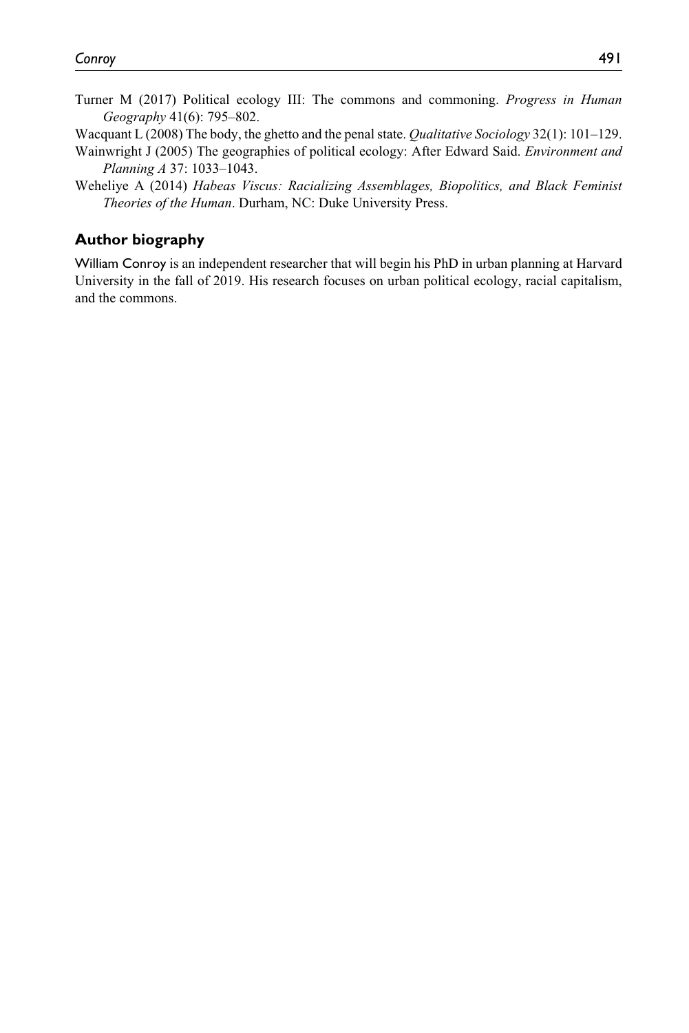Turner M (2017) Political ecology III: The commons and commoning. *Progress in Human Geography* 41(6): 795–802.

Wacquant L (2008) The body, the ghetto and the penal state. *Qualitative Sociology* 32(1): 101–129.

Wainwright J (2005) The geographies of political ecology: After Edward Said. *Environment and Planning A* 37: 1033–1043.

Weheliye A (2014) *Habeas Viscus: Racializing Assemblages, Biopolitics, and Black Feminist Theories of the Human*. Durham, NC: Duke University Press.

## Author biography

William Conroy is an independent researcher that will begin his PhD in urban planning at Harvard University in the fall of 2019. His research focuses on urban political ecology, racial capitalism, and the commons.